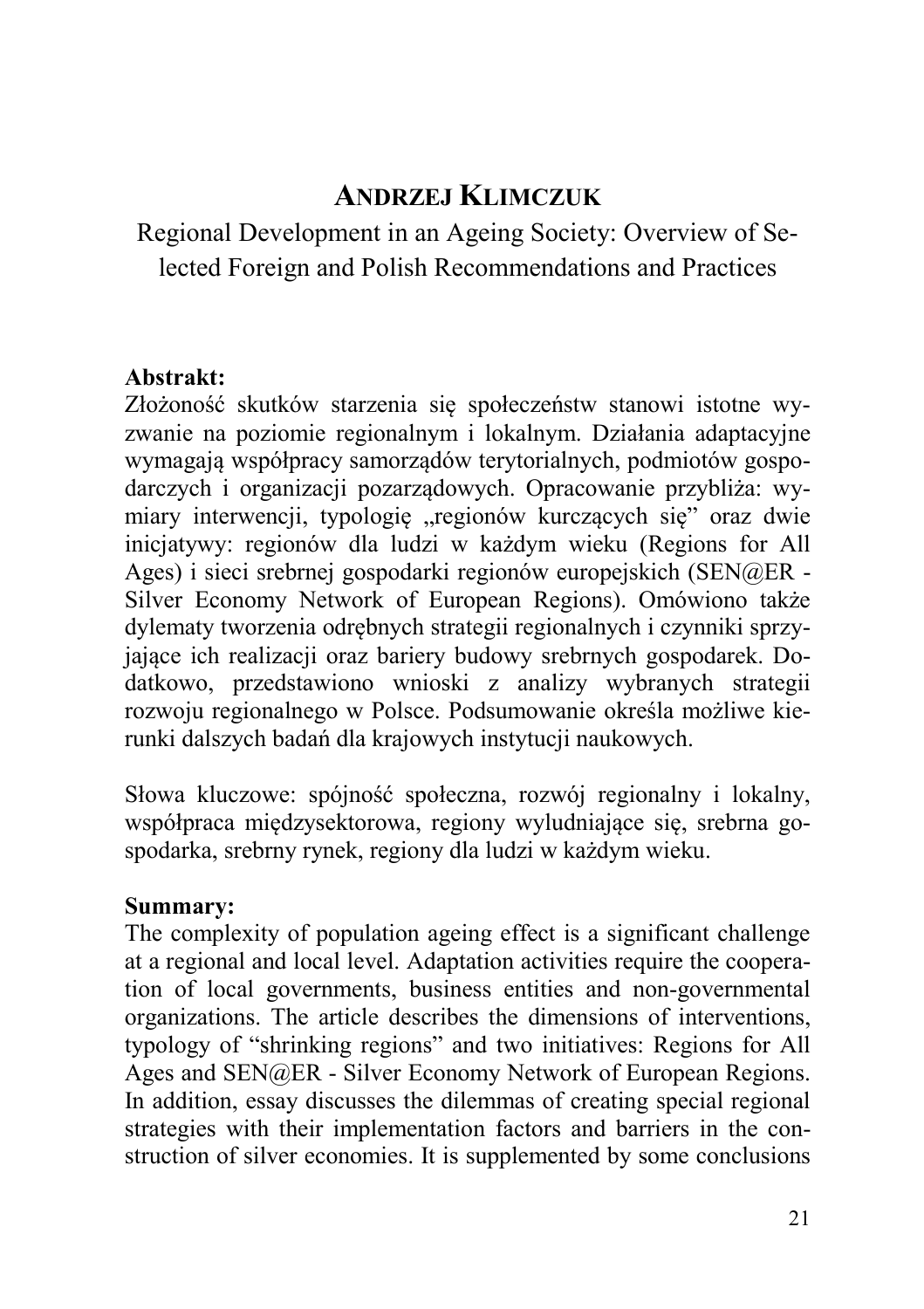# ANDRZEJ KLIMCZUK

## Regional Development in an Ageing Society: Overview of Selected Foreign and Polish Recommendations and Practices

**Abstrakt:**

Złożoność skutków starzenia się społeczeństw stanowi istotne wyzwanie na poziomie regionalnym i lokalnym. Działania adaptacyjne wymagają współpracy samorządów terytorialnych, podmiotów gospodarczych i organizacji pozarządowych. Opracowanie przybliża: wymiary interwencji, typologię „regionów kurczących się" oraz dwie inicjatywy: regionów dla ludzi w każdym wieku (Regions for All Ages) i sieci srebrnej gospodarki regionów europejskich (SEN@ER - Silver Economy Network of European Regions). Omówiono także dylematy tworzenia odrębnych strategii regionalnych i czynniki sprzyjające ich realizacji oraz bariery budowy srebrnych gospodarek. Dodatkowo, przedstawiono wnioski z analizy wybranych strategii rozwoju regionalnego w Polsce. Podsumowanie określa możliwe kierunki dalszych badań dla krajowych instytucji naukowych.

Słowa kluczowe: spójność społeczna, rozwój regionalny i lokalny, współpraca międzysektorowa, regiony wyludniające się, srebrna gospodarka, srebrny rynek, regiony dla ludzi w każdym wieku.

**Summary:**

The complexity of population ageing effect is a significant challenge at a regional and local level. Adaptation activities require the cooperation of local governments, business entities and non-governmental organizations. The article describes the dimensions of interventions, typology of "shrinking regions" and two initiatives: Regions for All Ages and SEN@ER - Silver Economy Network of European Regions. In addition, essay discusses the dilemmas of creating special regional strategies with their implementation factors and barriers in the construction of silver economies. It is supplemented by some conclusions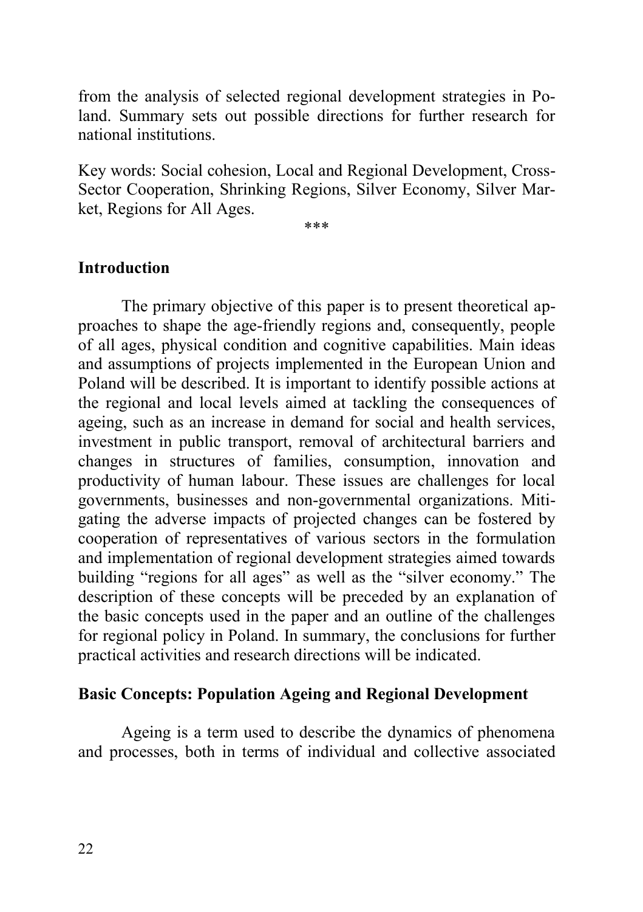from the analysis of selected regional development strategies in Poland. Summary sets out possible directions for further research for national institutions.

Key words: Social cohesion, Local and Regional Development, Cross-Sector Cooperation, Shrinking Regions, Silver Economy, Silver Market, Regions for All Ages.

***

## Introduction

The primary objective of this paper is to present theoretical approaches to shape the age-friendly regions and, consequently, people of all ages, physical condition and cognitive capabilities. Main ideas and assumptions of projects implemented in the European Union and Poland will be described. It is important to identify possible actions at the regional and local levels aimed at tackling the consequences of ageing, such as an increase in demand for social and health services, investment in public transport, removal of architectural barriers and changes in structures of families, consumption, innovation and productivity of human labour. These issues are challenges for local governments, businesses and non-governmental organizations. Mitigating the adverse impacts of projected changes can be fostered by cooperation of representatives of various sectors in the formulation and implementation of regional development strategies aimed towards building "regions for all ages" as well as the "silver economy." The description of these concepts will be preceded by an explanation of the basic concepts used in the paper and an outline of the challenges for regional policy in Poland. In summary, the conclusions for further practical activities and research directions will be indicated.

## Basic Concepts: Population Ageing and Regional Development

Ageing is a term used to describe the dynamics of phenomena and processes, both in terms of individual and collective associated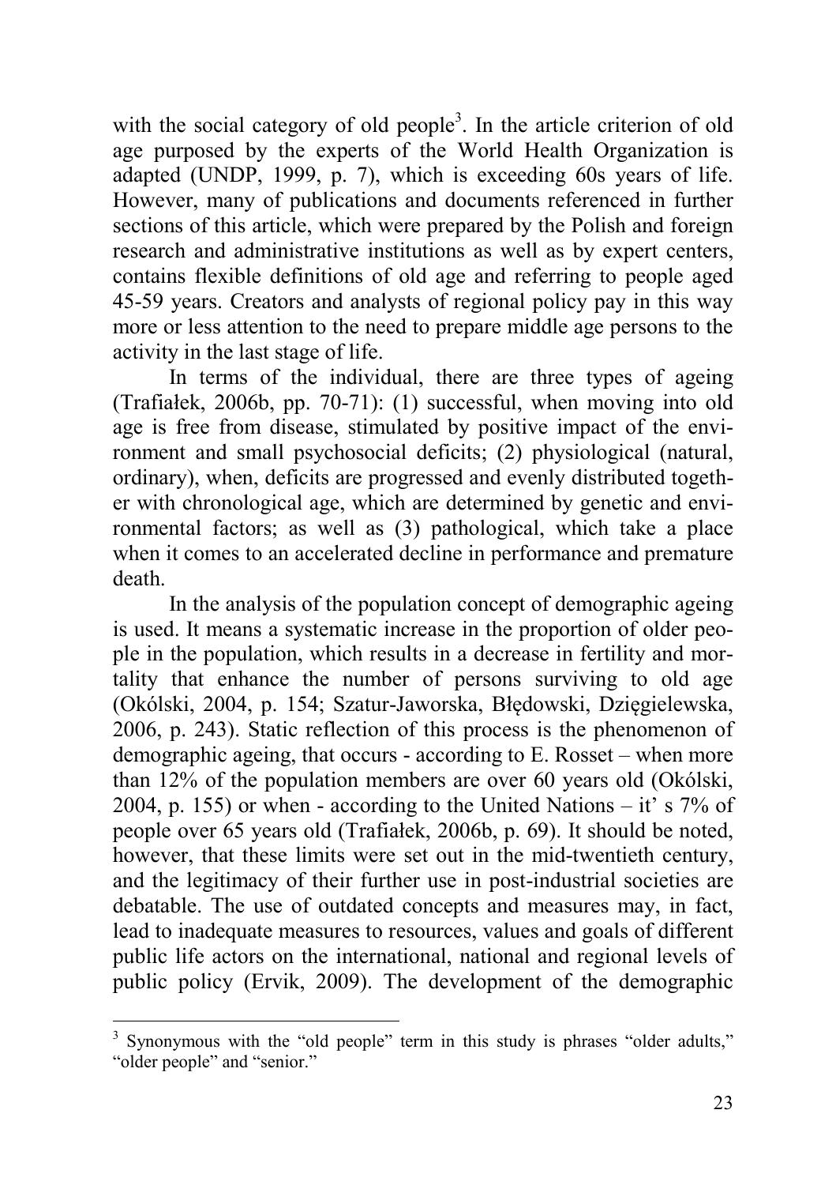with the social category of old people[3]. In the article criterion of old age purposed by the experts of the World Health Organization is adapted (UNDP, 1999, p. 7), which is exceeding 60s years of life. However, many of publications and documents referenced in further sections of this article, which were prepared by the Polish and foreign research and administrative institutions as well as by expert centers, contains flexible definitions of old age and referring to people aged 45-59 years. Creators and analysts of regional policy pay in this way more or less attention to the need to prepare middle age persons to the activity in the last stage of life.

In terms of the individual, there are three types of ageing (Trafiałek, 2006b, pp. 70-71): (1) successful, when moving into old age is free from disease, stimulated by positive impact of the environment and small psychosocial deficits; (2) physiological (natural, ordinary), when, deficits are progressed and evenly distributed together with chronological age, which are determined by genetic and environmental factors; as well as (3) pathological, which take a place when it comes to an accelerated decline in performance and premature death.

In the analysis of the population concept of demographic ageing is used. It means a systematic increase in the proportion of older people in the population, which results in a decrease in fertility and mortality that enhance the number of persons surviving to old age (Okólski, 2004, p. 154; Szatur-Jaworska, Błędowski, Dzięgielewska, 2006, p. 243). Static reflection of this process is the phenomenon of demographic ageing, that occurs - according to E. Rosset – when more than 12% of the population members are over 60 years old (Okólski, 2004, p. 155) or when - according to the United Nations – it' s 7% of people over 65 years old (Trafiałek, 2006b, p. 69). It should be noted, however, that these limits were set out in the mid-twentieth century, and the legitimacy of their further use in post-industrial societies are debatable. The use of outdated concepts and measures may, in fact, lead to inadequate measures to resources, values and goals of different public life actors on the international, national and regional levels of public policy (Ervik, 2009). The development of the demographic

---

[3] Synonymous with the "old people" term in this study is phrases "older adults," "older people" and "senior."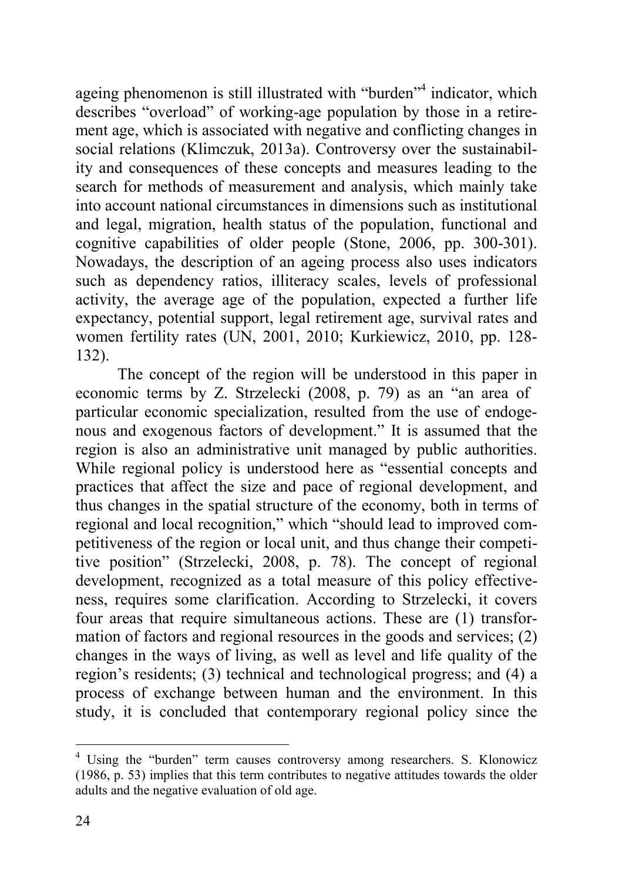ageing phenomenon is still illustrated with "burden"[4] indicator, which describes "overload" of working-age population by those in a retirement age, which is associated with negative and conflicting changes in social relations (Klimczuk, 2013a). Controversy over the sustainability and consequences of these concepts and measures leading to the search for methods of measurement and analysis, which mainly take into account national circumstances in dimensions such as institutional and legal, migration, health status of the population, functional and cognitive capabilities of older people (Stone, 2006, pp. 300-301). Nowadays, the description of an ageing process also uses indicators such as dependency ratios, illiteracy scales, levels of professional activity, the average age of the population, expected a further life expectancy, potential support, legal retirement age, survival rates and women fertility rates (UN, 2001, 2010; Kurkiewicz, 2010, pp. 128-132).

The concept of the region will be understood in this paper in economic terms by Z. Strzelecki (2008, p. 79) as an "an area of particular economic specialization, resulted from the use of endogenous and exogenous factors of development." It is assumed that the region is also an administrative unit managed by public authorities. While regional policy is understood here as "essential concepts and practices that affect the size and pace of regional development, and thus changes in the spatial structure of the economy, both in terms of regional and local recognition," which "should lead to improved competitiveness of the region or local unit, and thus change their competitive position" (Strzelecki, 2008, p. 78). The concept of regional development, recognized as a total measure of this policy effectiveness, requires some clarification. According to Strzelecki, it covers four areas that require simultaneous actions. These are (1) transformation of factors and regional resources in the goods and services; (2) changes in the ways of living, as well as level and life quality of the region's residents; (3) technical and technological progress; and (4) a process of exchange between human and the environment. In this study, it is concluded that contemporary regional policy since the

[4] Using the "burden" term causes controversy among researchers. S. Klonowicz (1986, p. 53) implies that this term contributes to negative attitudes towards the older adults and the negative evaluation of old age.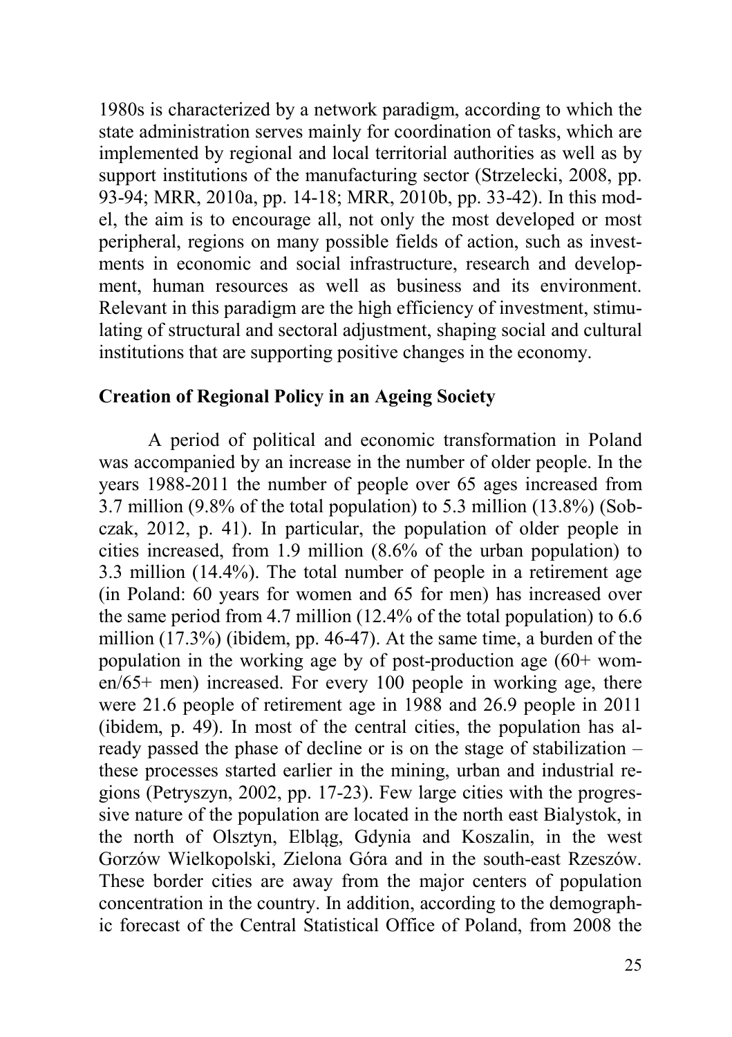1980s is characterized by a network paradigm, according to which the state administration serves mainly for coordination of tasks, which are implemented by regional and local territorial authorities as well as by support institutions of the manufacturing sector (Strzelecki, 2008, pp. 93-94; MRR, 2010a, pp. 14-18; MRR, 2010b, pp. 33-42). In this model, the aim is to encourage all, not only the most developed or most peripheral, regions on many possible fields of action, such as investments in economic and social infrastructure, research and development, human resources as well as business and its environment. Relevant in this paradigm are the high efficiency of investment, stimulating of structural and sectoral adjustment, shaping social and cultural institutions that are supporting positive changes in the economy.

## Creation of Regional Policy in an Ageing Society

A period of political and economic transformation in Poland was accompanied by an increase in the number of older people. In the years 1988-2011 the number of people over 65 ages increased from 3.7 million (9.8% of the total population) to 5.3 million (13.8%) (Sobczak, 2012, p. 41). In particular, the population of older people in cities increased, from 1.9 million (8.6% of the urban population) to 3.3 million (14.4%). The total number of people in a retirement age (in Poland: 60 years for women and 65 for men) has increased over the same period from 4.7 million (12.4% of the total population) to 6.6 million (17.3%) (ibidem, pp. 46-47). At the same time, a burden of the population in the working age by of post-production age (60+ women/65+ men) increased. For every 100 people in working age, there were 21.6 people of retirement age in 1988 and 26.9 people in 2011 (ibidem, p. 49). In most of the central cities, the population has already passed the phase of decline or is on the stage of stabilization – these processes started earlier in the mining, urban and industrial regions (Petryszyn, 2002, pp. 17-23). Few large cities with the progressive nature of the population are located in the north east Bialystok, in the north of Olsztyn, Elbląg, Gdynia and Koszalin, in the west Gorzów Wielkopolski, Zielona Góra and in the south-east Rzeszów. These border cities are away from the major centers of population concentration in the country. In addition, according to the demographic forecast of the Central Statistical Office of Poland, from 2008 the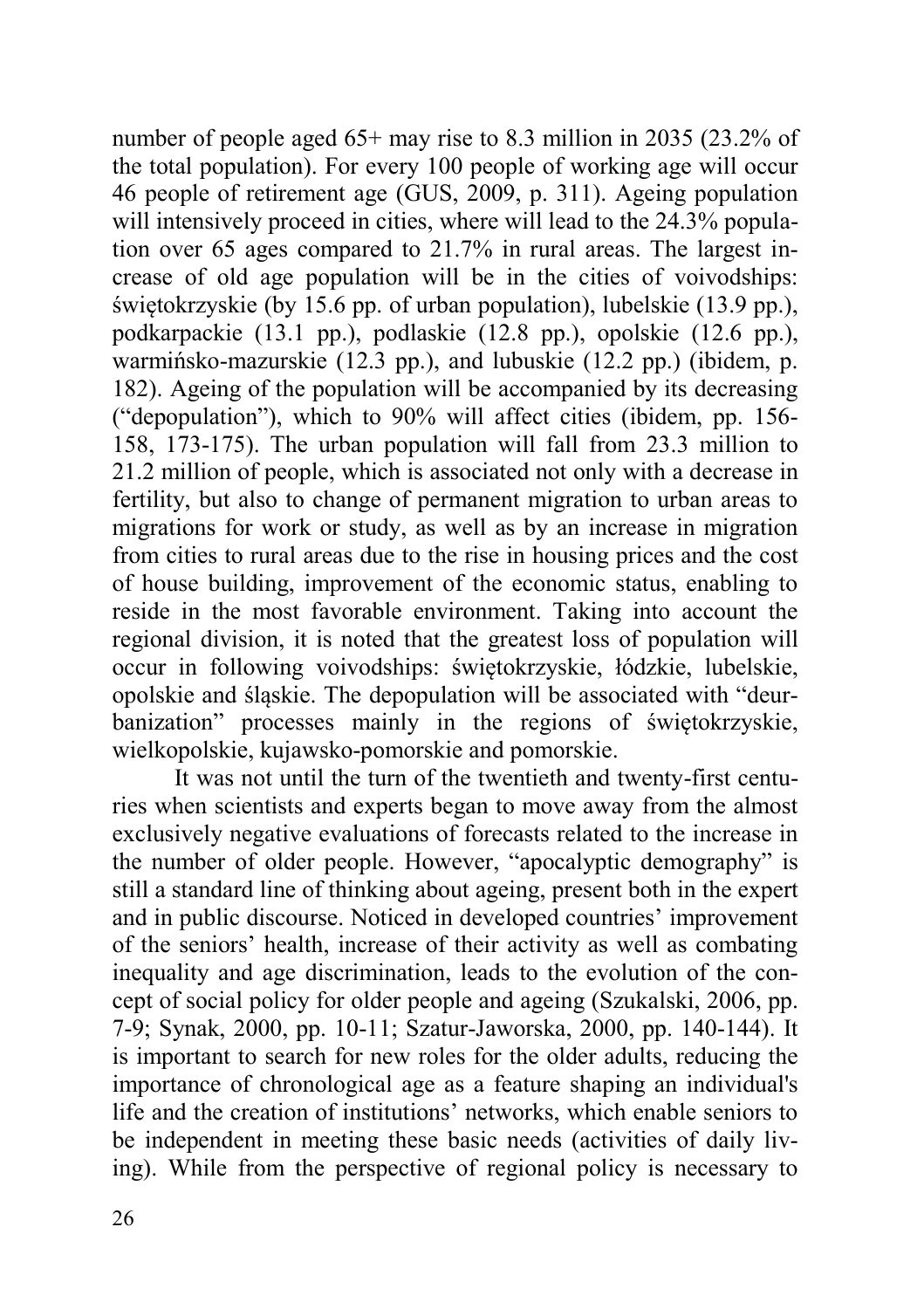number of people aged 65+ may rise to 8.3 million in 2035 (23.2% of the total population). For every 100 people of working age will occur 46 people of retirement age (GUS, 2009, p. 311). Ageing population will intensively proceed in cities, where will lead to the 24.3% population over 65 ages compared to 21.7% in rural areas. The largest increase of old age population will be in the cities of voivodships: świętokrzyskie (by 15.6 pp. of urban population), lubelskie (13.9 pp.), podkarpackie (13.1 pp.), podlaskie (12.8 pp.), opolskie (12.6 pp.), warmińsko-mazurskie (12.3 pp.), and lubuskie (12.2 pp.) (ibidem, p. 182). Ageing of the population will be accompanied by its decreasing ("depopulation"), which to 90% will affect cities (ibidem, pp. 156-158, 173-175). The urban population will fall from 23.3 million to 21.2 million of people, which is associated not only with a decrease in fertility, but also to change of permanent migration to urban areas to migrations for work or study, as well as by an increase in migration from cities to rural areas due to the rise in housing prices and the cost of house building, improvement of the economic status, enabling to reside in the most favorable environment. Taking into account the regional division, it is noted that the greatest loss of population will occur in following voivodships: świętokrzyskie, łódzkie, lubelskie, opolskie and śląskie. The depopulation will be associated with "deurbanization" processes mainly in the regions of świętokrzyskie, wielkopolskie, kujawsko-pomorskie and pomorskie.

It was not until the turn of the twentieth and twenty-first centuries when scientists and experts began to move away from the almost exclusively negative evaluations of forecasts related to the increase in the number of older people. However, "apocalyptic demography" is still a standard line of thinking about ageing, present both in the expert and in public discourse. Noticed in developed countries' improvement of the seniors' health, increase of their activity as well as combating inequality and age discrimination, leads to the evolution of the concept of social policy for older people and ageing (Szukalski, 2006, pp. 7-9; Synak, 2000, pp. 10-11; Szatur-Jaworska, 2000, pp. 140-144). It is important to search for new roles for the older adults, reducing the importance of chronological age as a feature shaping an individual's life and the creation of institutions' networks, which enable seniors to be independent in meeting these basic needs (activities of daily living). While from the perspective of regional policy is necessary to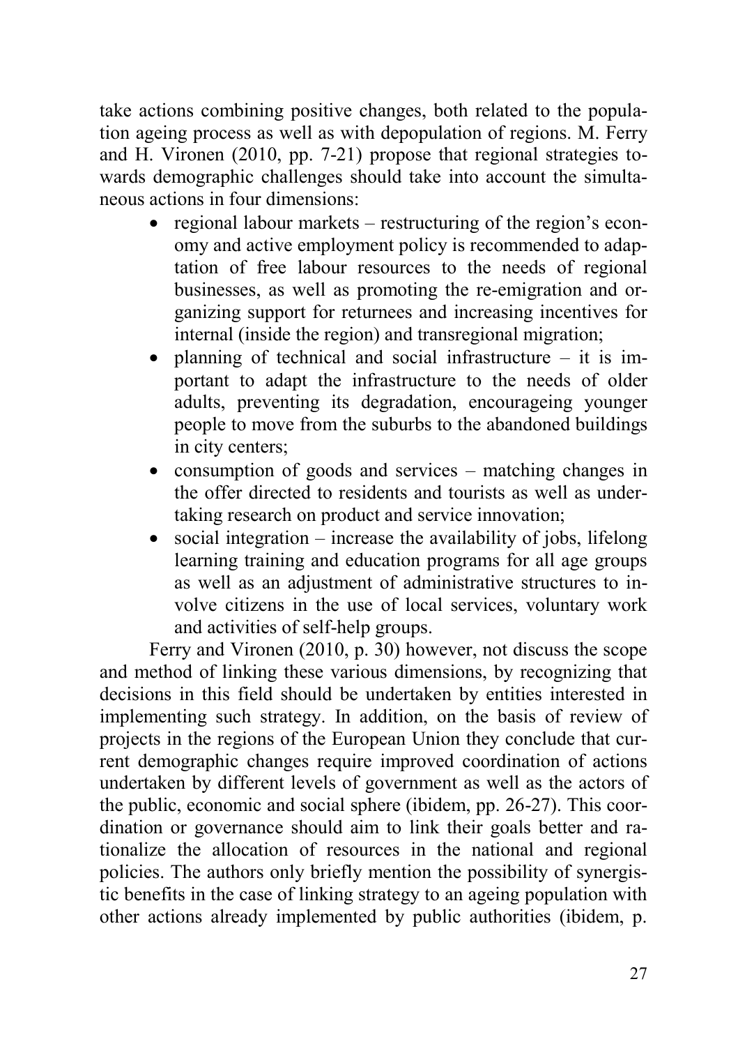take actions combining positive changes, both related to the population ageing process as well as with depopulation of regions. M. Ferry and H. Vironen (2010, pp. 7-21) propose that regional strategies towards demographic challenges should take into account the simultaneous actions in four dimensions:

- regional labour markets – restructuring of the region's economy and active employment policy is recommended to adaptation of free labour resources to the needs of regional businesses, as well as promoting the re-emigration and organizing support for returnees and increasing incentives for internal (inside the region) and transregional migration;
- planning of technical and social infrastructure – it is important to adapt the infrastructure to the needs of older adults, preventing its degradation, encourageing younger people to move from the suburbs to the abandoned buildings in city centers;
- consumption of goods and services – matching changes in the offer directed to residents and tourists as well as undertaking research on product and service innovation;
- social integration – increase the availability of jobs, lifelong learning training and education programs for all age groups as well as an adjustment of administrative structures to involve citizens in the use of local services, voluntary work and activities of self-help groups.

Ferry and Vironen (2010, p. 30) however, not discuss the scope and method of linking these various dimensions, by recognizing that decisions in this field should be undertaken by entities interested in implementing such strategy. In addition, on the basis of review of projects in the regions of the European Union they conclude that current demographic changes require improved coordination of actions undertaken by different levels of government as well as the actors of the public, economic and social sphere (ibidem, pp. 26-27). This coordination or governance should aim to link their goals better and rationalize the allocation of resources in the national and regional policies. The authors only briefly mention the possibility of synergistic benefits in the case of linking strategy to an ageing population with other actions already implemented by public authorities (ibidem, p.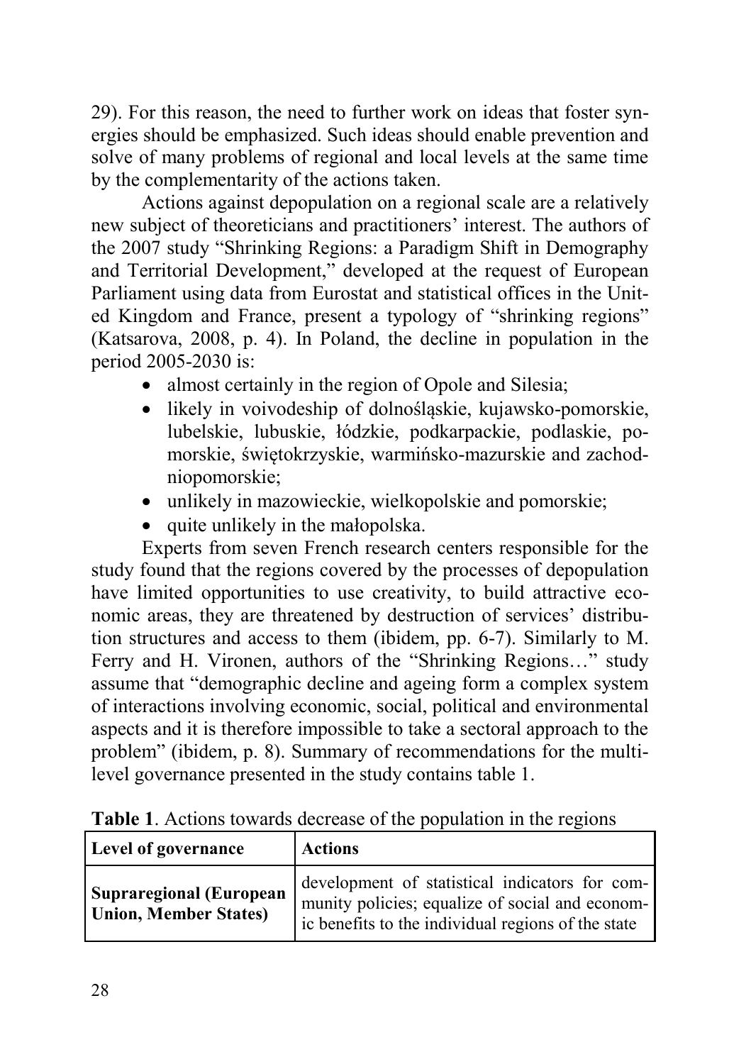29). For this reason, the need to further work on ideas that foster synergies should be emphasized. Such ideas should enable prevention and solve of many problems of regional and local levels at the same time by the complementarity of the actions taken.

Actions against depopulation on a regional scale are a relatively new subject of theoreticians and practitioners' interest. The authors of the 2007 study "Shrinking Regions: a Paradigm Shift in Demography and Territorial Development," developed at the request of European Parliament using data from Eurostat and statistical offices in the United Kingdom and France, present a typology of "shrinking regions" (Katsarova, 2008, p. 4). In Poland, the decline in population in the period 2005-2030 is:

- almost certainly in the region of Opole and Silesia;
- likely in voivodeship of dolnośląskie, kujawsko-pomorskie, lubelskie, lubuskie, łódzkie, podkarpackie, podlaskie, pomorskie, świętokrzyskie, warmińsko-mazurskie and zachodniopomorskie;
- unlikely in mazowieckie, wielkopolskie and pomorskie;
- quite unlikely in the małopolska.

Experts from seven French research centers responsible for the study found that the regions covered by the processes of depopulation have limited opportunities to use creativity, to build attractive economic areas, they are threatened by destruction of services' distribution structures and access to them (ibidem, pp. 6-7). Similarly to M. Ferry and H. Vironen, authors of the "Shrinking Regions…" study assume that "demographic decline and ageing form a complex system of interactions involving economic, social, political and environmental aspects and it is therefore impossible to take a sectoral approach to the problem" (ibidem, p. 8). Summary of recommendations for the multilevel governance presented in the study contains table 1.

**Table 1**. Actions towards decrease of the population in the regions

| Level of governance | Actions |
|---|---|
| **Supraregional (European Union, Member States)** | development of statistical indicators for community policies; equalize of social and economic benefits to the individual regions of the state |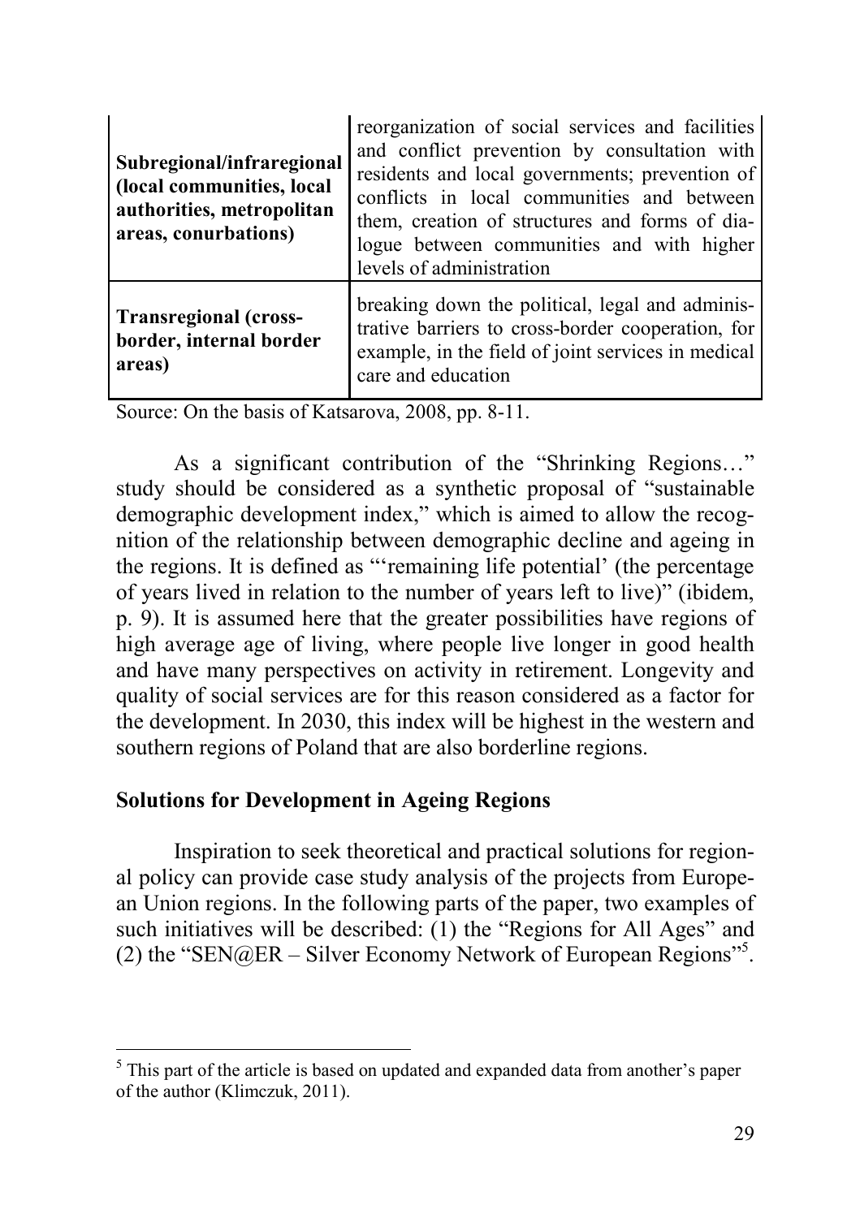| | |
|---|---|
| **Subregional/infraregional (local communities, local authorities, metropolitan areas, conurbations)** | reorganization of social services and facilities and conflict prevention by consultation with residents and local governments; prevention of conflicts in local communities and between them, creation of structures and forms of dialogue between communities and with higher levels of administration |
| **Transregional (cross-border, internal border areas)** | breaking down the political, legal and administrative barriers to cross-border cooperation, for example, in the field of joint services in medical care and education |

Source: On the basis of Katsarova, 2008, pp. 8-11.

As a significant contribution of the "Shrinking Regions…" study should be considered as a synthetic proposal of "sustainable demographic development index," which is aimed to allow the recognition of the relationship between demographic decline and ageing in the regions. It is defined as "'remaining life potential' (the percentage of years lived in relation to the number of years left to live)" (ibidem, p. 9). It is assumed here that the greater possibilities have regions of high average age of living, where people live longer in good health and have many perspectives on activity in retirement. Longevity and quality of social services are for this reason considered as a factor for the development. In 2030, this index will be highest in the western and southern regions of Poland that are also borderline regions.

## Solutions for Development in Ageing Regions

Inspiration to seek theoretical and practical solutions for regional policy can provide case study analysis of the projects from European Union regions. In the following parts of the paper, two examples of such initiatives will be described: (1) the "Regions for All Ages" and (2) the "SEN@ER – Silver Economy Network of European Regions"[5].

[5] This part of the article is based on updated and expanded data from another's paper of the author (Klimczuk, 2011).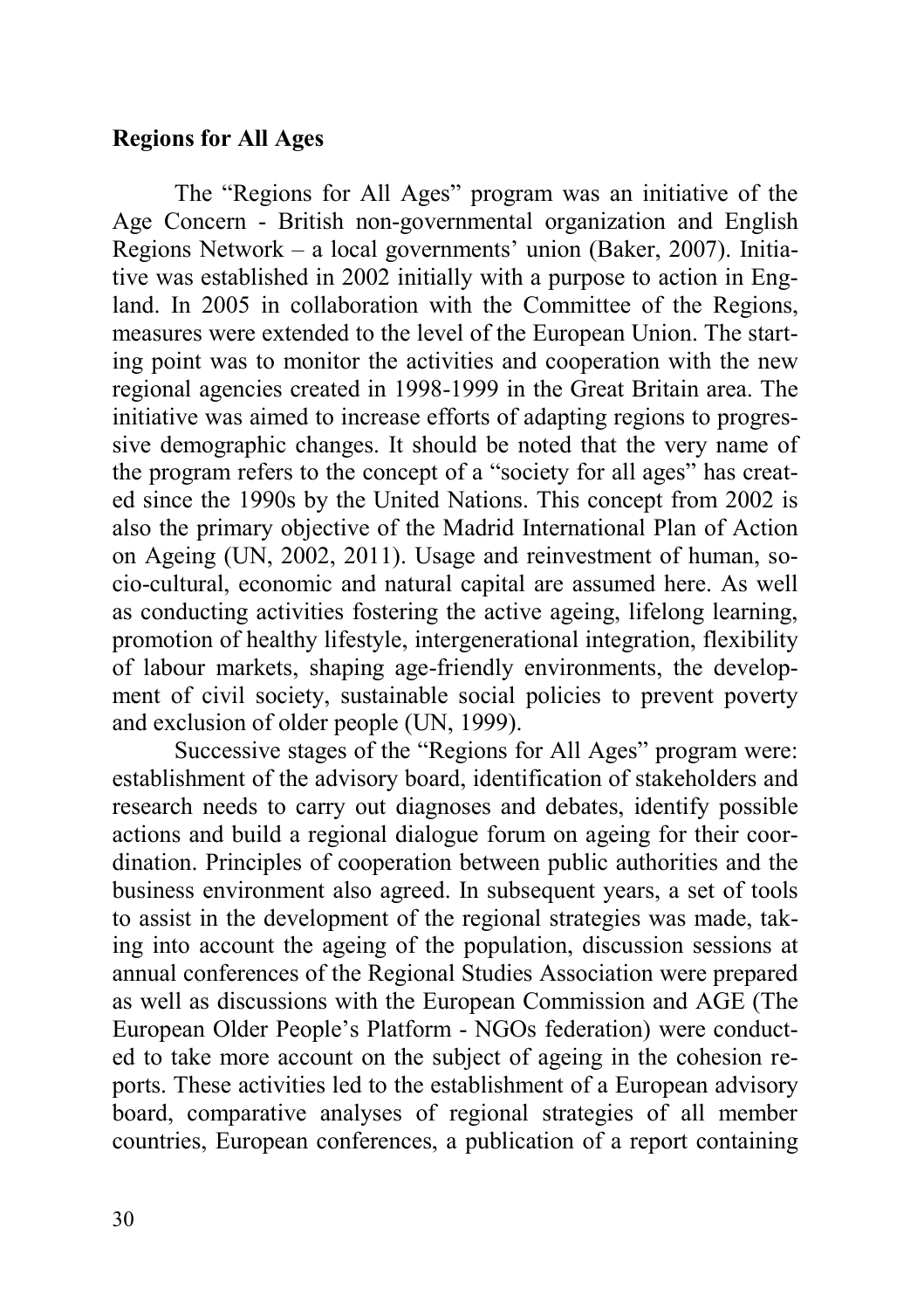**Regions for All Ages**

The "Regions for All Ages" program was an initiative of the Age Concern - British non-governmental organization and English Regions Network – a local governments' union (Baker, 2007). Initiative was established in 2002 initially with a purpose to action in England. In 2005 in collaboration with the Committee of the Regions, measures were extended to the level of the European Union. The starting point was to monitor the activities and cooperation with the new regional agencies created in 1998-1999 in the Great Britain area. The initiative was aimed to increase efforts of adapting regions to progressive demographic changes. It should be noted that the very name of the program refers to the concept of a "society for all ages" has created since the 1990s by the United Nations. This concept from 2002 is also the primary objective of the Madrid International Plan of Action on Ageing (UN, 2002, 2011). Usage and reinvestment of human, socio-cultural, economic and natural capital are assumed here. As well as conducting activities fostering the active ageing, lifelong learning, promotion of healthy lifestyle, intergenerational integration, flexibility of labour markets, shaping age-friendly environments, the development of civil society, sustainable social policies to prevent poverty and exclusion of older people (UN, 1999).

Successive stages of the "Regions for All Ages" program were: establishment of the advisory board, identification of stakeholders and research needs to carry out diagnoses and debates, identify possible actions and build a regional dialogue forum on ageing for their coordination. Principles of cooperation between public authorities and the business environment also agreed. In subsequent years, a set of tools to assist in the development of the regional strategies was made, taking into account the ageing of the population, discussion sessions at annual conferences of the Regional Studies Association were prepared as well as discussions with the European Commission and AGE (The European Older People's Platform - NGOs federation) were conducted to take more account on the subject of ageing in the cohesion reports. These activities led to the establishment of a European advisory board, comparative analyses of regional strategies of all member countries, European conferences, a publication of a report containing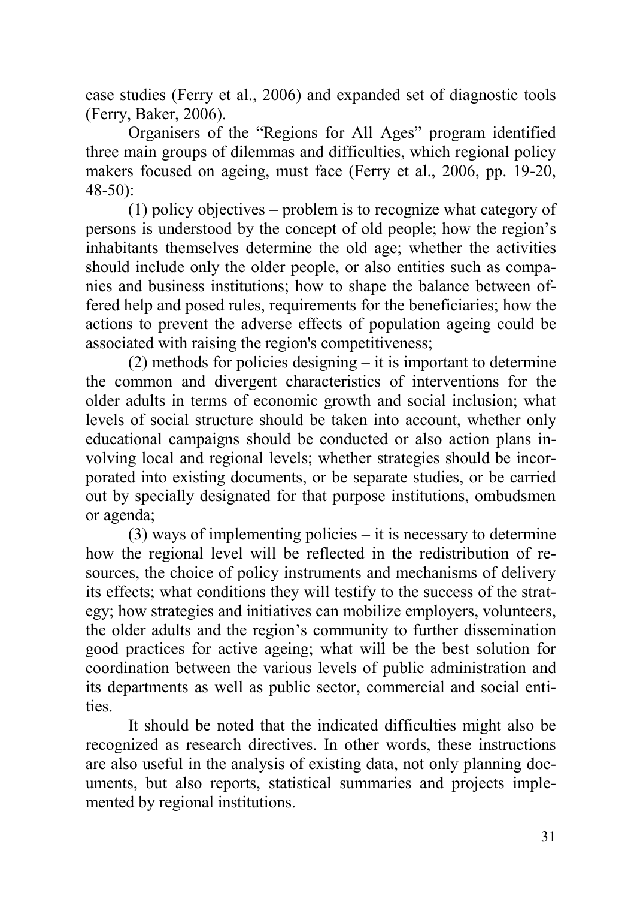case studies (Ferry et al., 2006) and expanded set of diagnostic tools (Ferry, Baker, 2006).

Organisers of the "Regions for All Ages" program identified three main groups of dilemmas and difficulties, which regional policy makers focused on ageing, must face (Ferry et al., 2006, pp. 19-20, 48-50):

(1) policy objectives – problem is to recognize what category of persons is understood by the concept of old people; how the region's inhabitants themselves determine the old age; whether the activities should include only the older people, or also entities such as companies and business institutions; how to shape the balance between offered help and posed rules, requirements for the beneficiaries; how the actions to prevent the adverse effects of population ageing could be associated with raising the region's competitiveness;

(2) methods for policies designing – it is important to determine the common and divergent characteristics of interventions for the older adults in terms of economic growth and social inclusion; what levels of social structure should be taken into account, whether only educational campaigns should be conducted or also action plans involving local and regional levels; whether strategies should be incorporated into existing documents, or be separate studies, or be carried out by specially designated for that purpose institutions, ombudsmen or agenda;

(3) ways of implementing policies – it is necessary to determine how the regional level will be reflected in the redistribution of resources, the choice of policy instruments and mechanisms of delivery its effects; what conditions they will testify to the success of the strategy; how strategies and initiatives can mobilize employers, volunteers, the older adults and the region's community to further dissemination good practices for active ageing; what will be the best solution for coordination between the various levels of public administration and its departments as well as public sector, commercial and social entities.

It should be noted that the indicated difficulties might also be recognized as research directives. In other words, these instructions are also useful in the analysis of existing data, not only planning documents, but also reports, statistical summaries and projects implemented by regional institutions.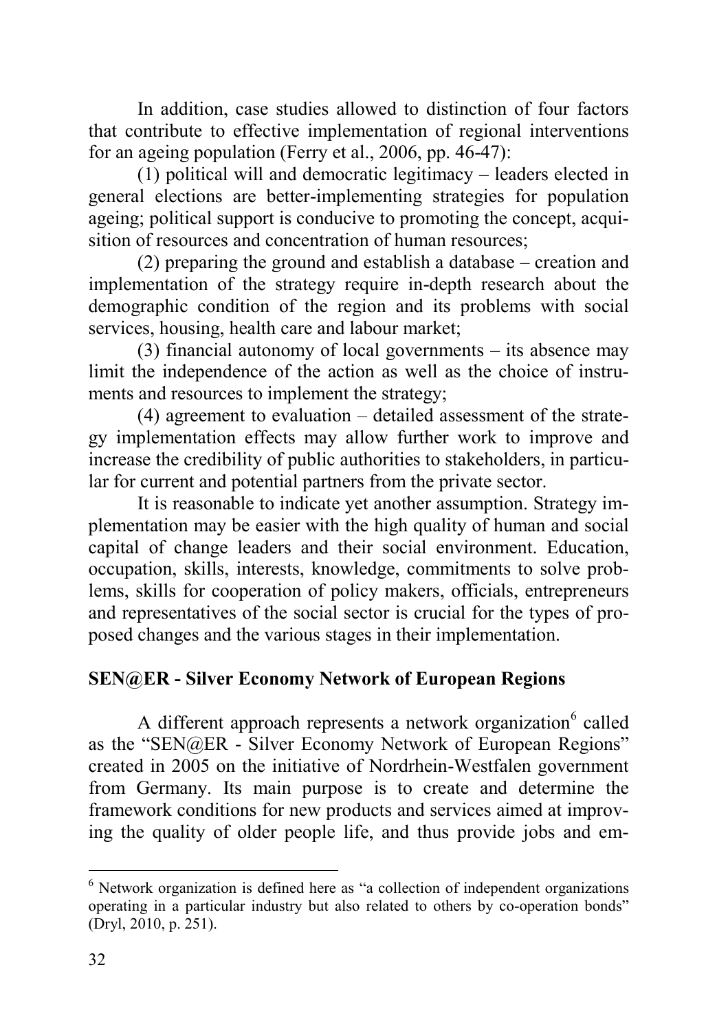In addition, case studies allowed to distinction of four factors that contribute to effective implementation of regional interventions for an ageing population (Ferry et al., 2006, pp. 46-47):

(1) political will and democratic legitimacy – leaders elected in general elections are better-implementing strategies for population ageing; political support is conducive to promoting the concept, acquisition of resources and concentration of human resources;

(2) preparing the ground and establish a database – creation and implementation of the strategy require in-depth research about the demographic condition of the region and its problems with social services, housing, health care and labour market;

(3) financial autonomy of local governments – its absence may limit the independence of the action as well as the choice of instruments and resources to implement the strategy;

(4) agreement to evaluation – detailed assessment of the strategy implementation effects may allow further work to improve and increase the credibility of public authorities to stakeholders, in particular for current and potential partners from the private sector.

It is reasonable to indicate yet another assumption. Strategy implementation may be easier with the high quality of human and social capital of change leaders and their social environment. Education, occupation, skills, interests, knowledge, commitments to solve problems, skills for cooperation of policy makers, officials, entrepreneurs and representatives of the social sector is crucial for the types of proposed changes and the various stages in their implementation.

**SEN@ER - Silver Economy Network of European Regions**

A different approach represents a network organization[6] called as the "SEN@ER - Silver Economy Network of European Regions" created in 2005 on the initiative of Nordrhein-Westfalen government from Germany. Its main purpose is to create and determine the framework conditions for new products and services aimed at improving the quality of older people life, and thus provide jobs and em-

[6] Network organization is defined here as "a collection of independent organizations operating in a particular industry but also related to others by co-operation bonds" (Dryl, 2010, p. 251).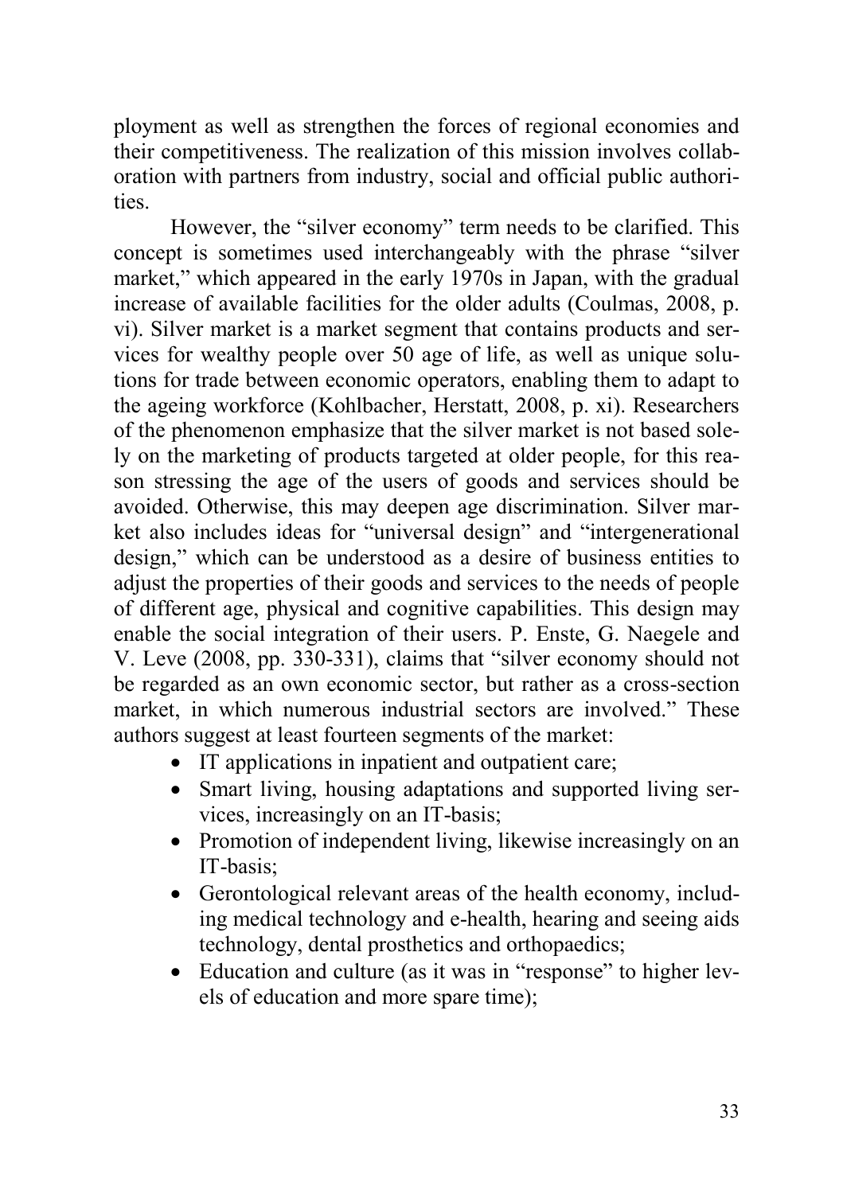ployment as well as strengthen the forces of regional economies and their competitiveness. The realization of this mission involves collaboration with partners from industry, social and official public authorities.

However, the "silver economy" term needs to be clarified. This concept is sometimes used interchangeably with the phrase "silver market," which appeared in the early 1970s in Japan, with the gradual increase of available facilities for the older adults (Coulmas, 2008, p. vi). Silver market is a market segment that contains products and services for wealthy people over 50 age of life, as well as unique solutions for trade between economic operators, enabling them to adapt to the ageing workforce (Kohlbacher, Herstatt, 2008, p. xi). Researchers of the phenomenon emphasize that the silver market is not based solely on the marketing of products targeted at older people, for this reason stressing the age of the users of goods and services should be avoided. Otherwise, this may deepen age discrimination. Silver market also includes ideas for "universal design" and "intergenerational design," which can be understood as a desire of business entities to adjust the properties of their goods and services to the needs of people of different age, physical and cognitive capabilities. This design may enable the social integration of their users. P. Enste, G. Naegele and V. Leve (2008, pp. 330-331), claims that "silver economy should not be regarded as an own economic sector, but rather as a cross-section market, in which numerous industrial sectors are involved." These authors suggest at least fourteen segments of the market:

- IT applications in inpatient and outpatient care;
- Smart living, housing adaptations and supported living services, increasingly on an IT-basis;
- Promotion of independent living, likewise increasingly on an IT-basis;
- Gerontological relevant areas of the health economy, including medical technology and e-health, hearing and seeing aids technology, dental prosthetics and orthopaedics;
- Education and culture (as it was in "response" to higher levels of education and more spare time);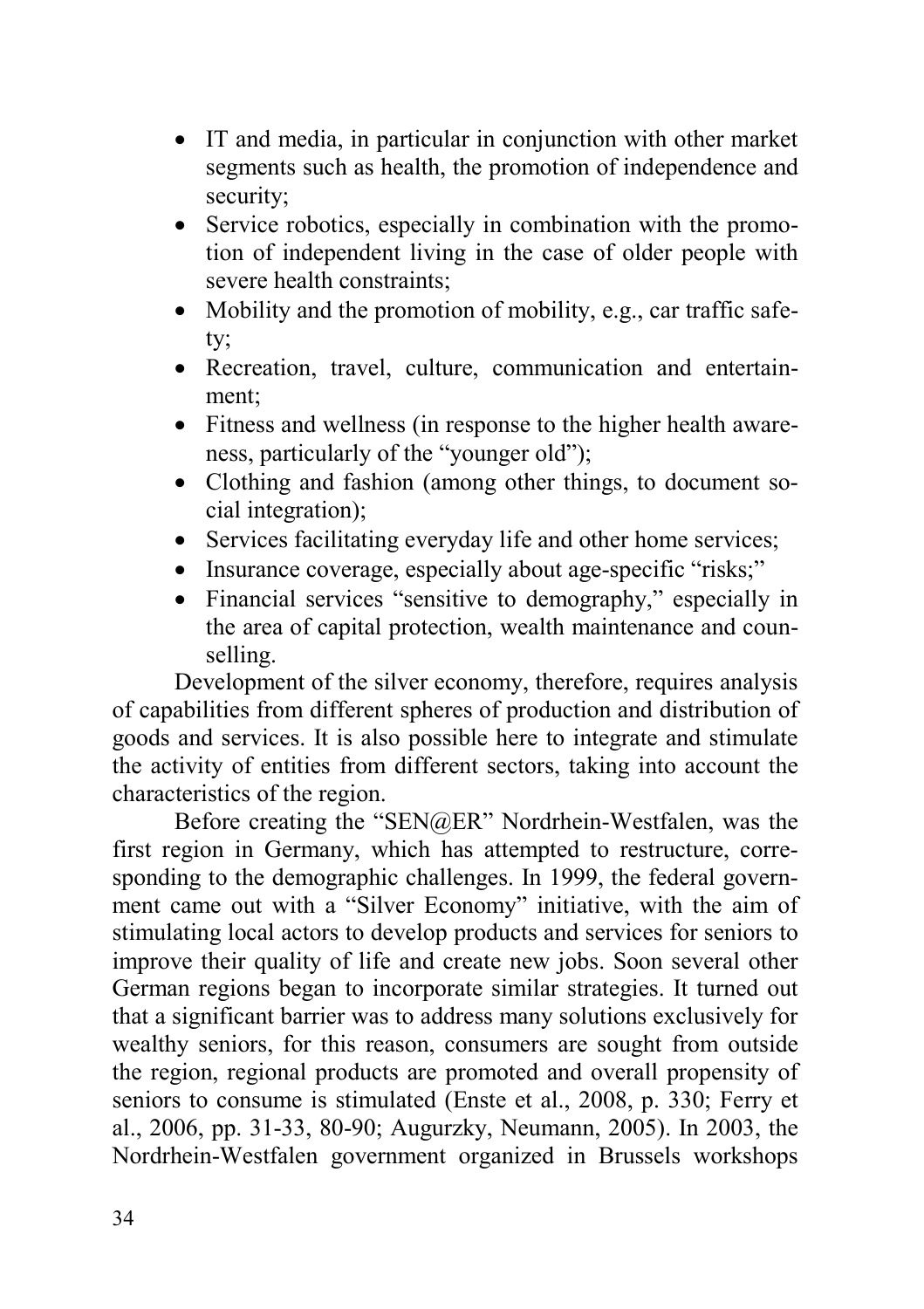- IT and media, in particular in conjunction with other market segments such as health, the promotion of independence and security;
- Service robotics, especially in combination with the promotion of independent living in the case of older people with severe health constraints;
- Mobility and the promotion of mobility, e.g., car traffic safety;
- Recreation, travel, culture, communication and entertainment;
- Fitness and wellness (in response to the higher health awareness, particularly of the "younger old");
- Clothing and fashion (among other things, to document social integration);
- Services facilitating everyday life and other home services;
- Insurance coverage, especially about age-specific "risks;"
- Financial services "sensitive to demography," especially in the area of capital protection, wealth maintenance and counselling.

Development of the silver economy, therefore, requires analysis of capabilities from different spheres of production and distribution of goods and services. It is also possible here to integrate and stimulate the activity of entities from different sectors, taking into account the characteristics of the region.

Before creating the "SEN@ER" Nordrhein-Westfalen, was the first region in Germany, which has attempted to restructure, corresponding to the demographic challenges. In 1999, the federal government came out with a "Silver Economy" initiative, with the aim of stimulating local actors to develop products and services for seniors to improve their quality of life and create new jobs. Soon several other German regions began to incorporate similar strategies. It turned out that a significant barrier was to address many solutions exclusively for wealthy seniors, for this reason, consumers are sought from outside the region, regional products are promoted and overall propensity of seniors to consume is stimulated (Enste et al., 2008, p. 330; Ferry et al., 2006, pp. 31-33, 80-90; Augurzky, Neumann, 2005). In 2003, the Nordrhein-Westfalen government organized in Brussels workshops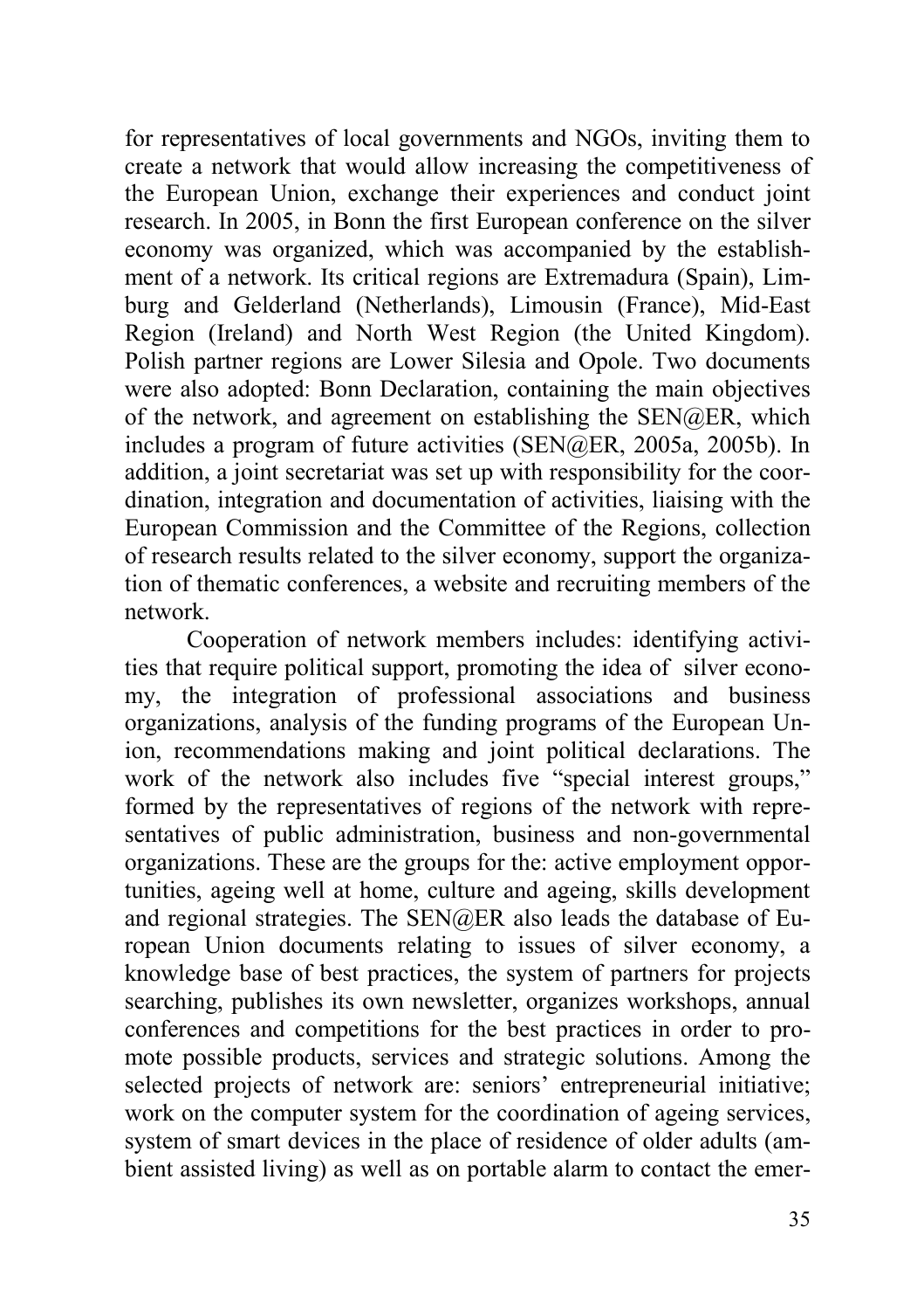for representatives of local governments and NGOs, inviting them to create a network that would allow increasing the competitiveness of the European Union, exchange their experiences and conduct joint research. In 2005, in Bonn the first European conference on the silver economy was organized, which was accompanied by the establishment of a network. Its critical regions are Extremadura (Spain), Limburg and Gelderland (Netherlands), Limousin (France), Mid-East Region (Ireland) and North West Region (the United Kingdom). Polish partner regions are Lower Silesia and Opole. Two documents were also adopted: Bonn Declaration, containing the main objectives of the network, and agreement on establishing the SEN@ER, which includes a program of future activities (SEN@ER, 2005a, 2005b). In addition, a joint secretariat was set up with responsibility for the coordination, integration and documentation of activities, liaising with the European Commission and the Committee of the Regions, collection of research results related to the silver economy, support the organization of thematic conferences, a website and recruiting members of the network.

Cooperation of network members includes: identifying activities that require political support, promoting the idea of silver economy, the integration of professional associations and business organizations, analysis of the funding programs of the European Union, recommendations making and joint political declarations. The work of the network also includes five "special interest groups," formed by the representatives of regions of the network with representatives of public administration, business and non-governmental organizations. These are the groups for the: active employment opportunities, ageing well at home, culture and ageing, skills development and regional strategies. The SEN@ER also leads the database of European Union documents relating to issues of silver economy, a knowledge base of best practices, the system of partners for projects searching, publishes its own newsletter, organizes workshops, annual conferences and competitions for the best practices in order to promote possible products, services and strategic solutions. Among the selected projects of network are: seniors' entrepreneurial initiative; work on the computer system for the coordination of ageing services, system of smart devices in the place of residence of older adults (ambient assisted living) as well as on portable alarm to contact the emer-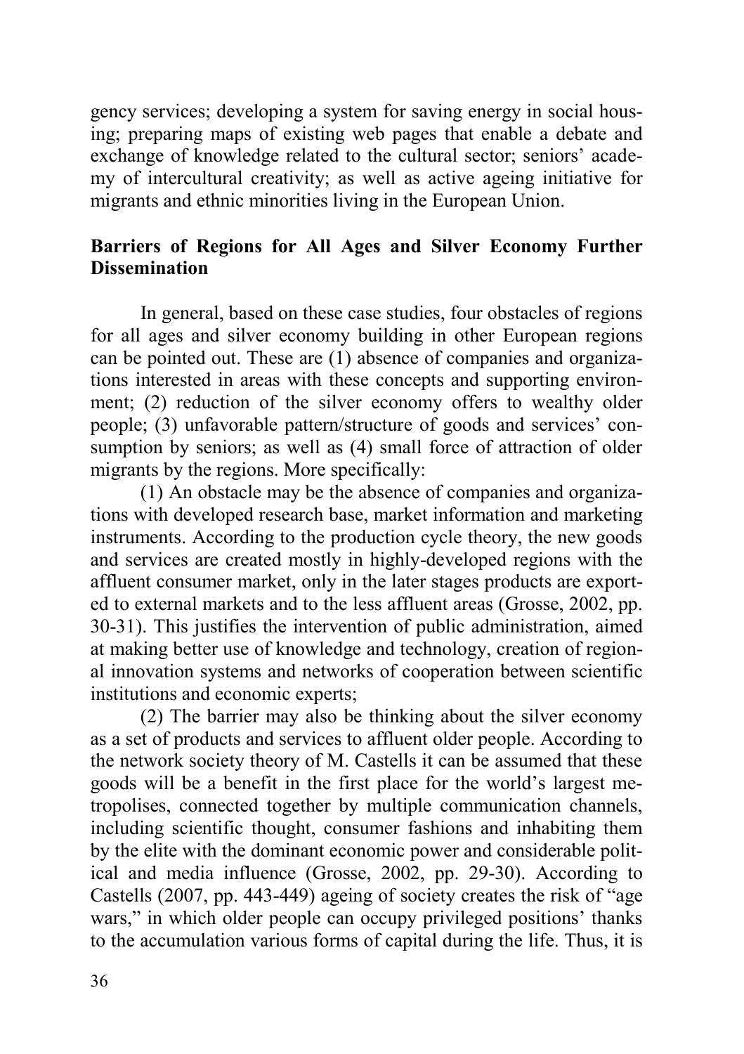gency services; developing a system for saving energy in social housing; preparing maps of existing web pages that enable a debate and exchange of knowledge related to the cultural sector; seniors' academy of intercultural creativity; as well as active ageing initiative for migrants and ethnic minorities living in the European Union.

## Barriers of Regions for All Ages and Silver Economy Further Dissemination

In general, based on these case studies, four obstacles of regions for all ages and silver economy building in other European regions can be pointed out. These are (1) absence of companies and organizations interested in areas with these concepts and supporting environment; (2) reduction of the silver economy offers to wealthy older people; (3) unfavorable pattern/structure of goods and services' consumption by seniors; as well as (4) small force of attraction of older migrants by the regions. More specifically:

(1) An obstacle may be the absence of companies and organizations with developed research base, market information and marketing instruments. According to the production cycle theory, the new goods and services are created mostly in highly-developed regions with the affluent consumer market, only in the later stages products are exported to external markets and to the less affluent areas (Grosse, 2002, pp. 30-31). This justifies the intervention of public administration, aimed at making better use of knowledge and technology, creation of regional innovation systems and networks of cooperation between scientific institutions and economic experts;

(2) The barrier may also be thinking about the silver economy as a set of products and services to affluent older people. According to the network society theory of M. Castells it can be assumed that these goods will be a benefit in the first place for the world's largest metropolises, connected together by multiple communication channels, including scientific thought, consumer fashions and inhabiting them by the elite with the dominant economic power and considerable political and media influence (Grosse, 2002, pp. 29-30). According to Castells (2007, pp. 443-449) ageing of society creates the risk of "age wars," in which older people can occupy privileged positions' thanks to the accumulation various forms of capital during the life. Thus, it is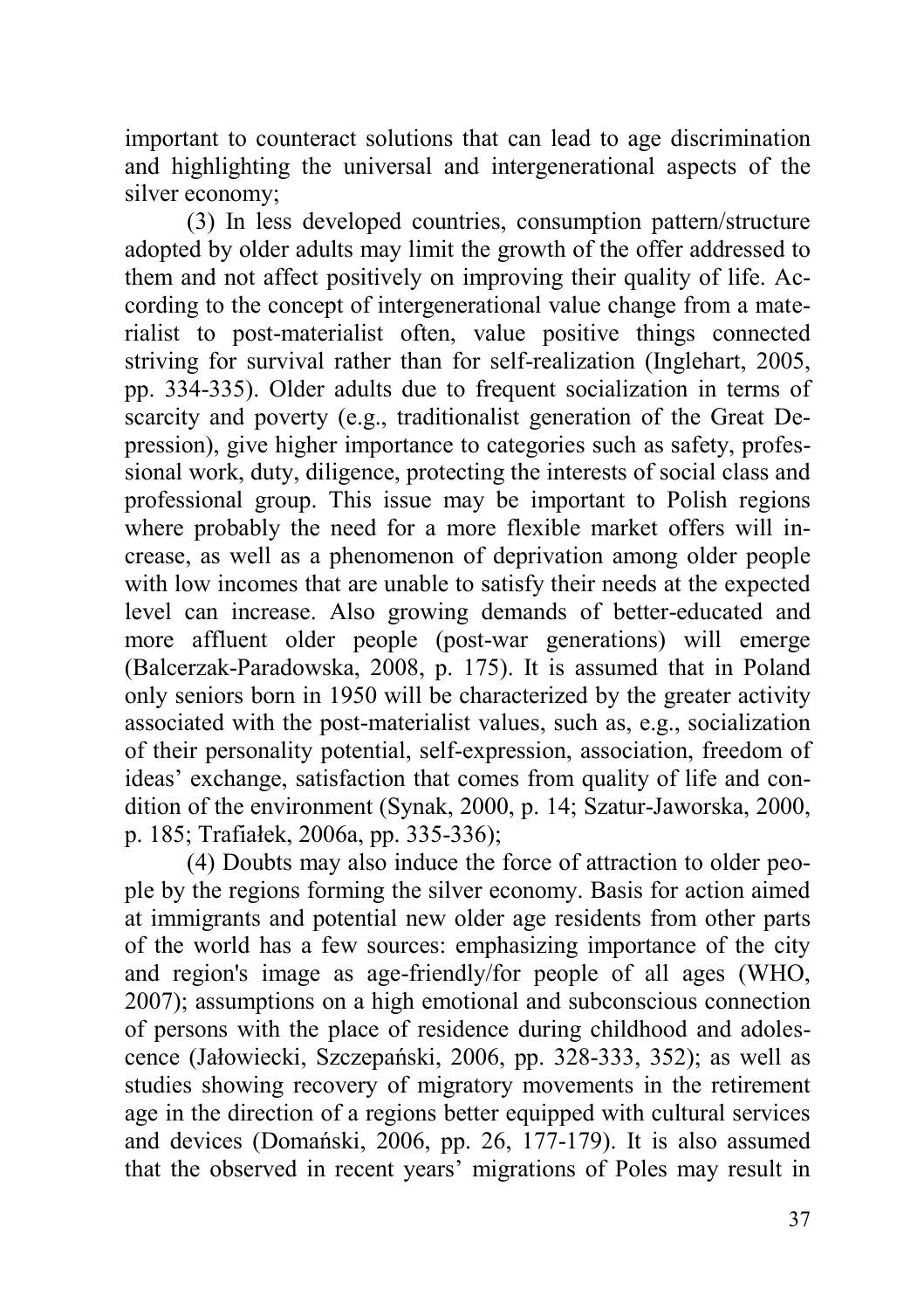important to counteract solutions that can lead to age discrimination and highlighting the universal and intergenerational aspects of the silver economy;

(3) In less developed countries, consumption pattern/structure adopted by older adults may limit the growth of the offer addressed to them and not affect positively on improving their quality of life. According to the concept of intergenerational value change from a materialist to post-materialist often, value positive things connected striving for survival rather than for self-realization (Inglehart, 2005, pp. 334-335). Older adults due to frequent socialization in terms of scarcity and poverty (e.g., traditionalist generation of the Great Depression), give higher importance to categories such as safety, professional work, duty, diligence, protecting the interests of social class and professional group. This issue may be important to Polish regions where probably the need for a more flexible market offers will increase, as well as a phenomenon of deprivation among older people with low incomes that are unable to satisfy their needs at the expected level can increase. Also growing demands of better-educated and more affluent older people (post-war generations) will emerge (Balcerzak-Paradowska, 2008, p. 175). It is assumed that in Poland only seniors born in 1950 will be characterized by the greater activity associated with the post-materialist values, such as, e.g., socialization of their personality potential, self-expression, association, freedom of ideas' exchange, satisfaction that comes from quality of life and condition of the environment (Synak, 2000, p. 14; Szatur-Jaworska, 2000, p. 185; Trafiałek, 2006a, pp. 335-336);

(4) Doubts may also induce the force of attraction to older people by the regions forming the silver economy. Basis for action aimed at immigrants and potential new older age residents from other parts of the world has a few sources: emphasizing importance of the city and region's image as age-friendly/for people of all ages (WHO, 2007); assumptions on a high emotional and subconscious connection of persons with the place of residence during childhood and adolescence (Jałowiecki, Szczepański, 2006, pp. 328-333, 352); as well as studies showing recovery of migratory movements in the retirement age in the direction of a regions better equipped with cultural services and devices (Domański, 2006, pp. 26, 177-179). It is also assumed that the observed in recent years' migrations of Poles may result in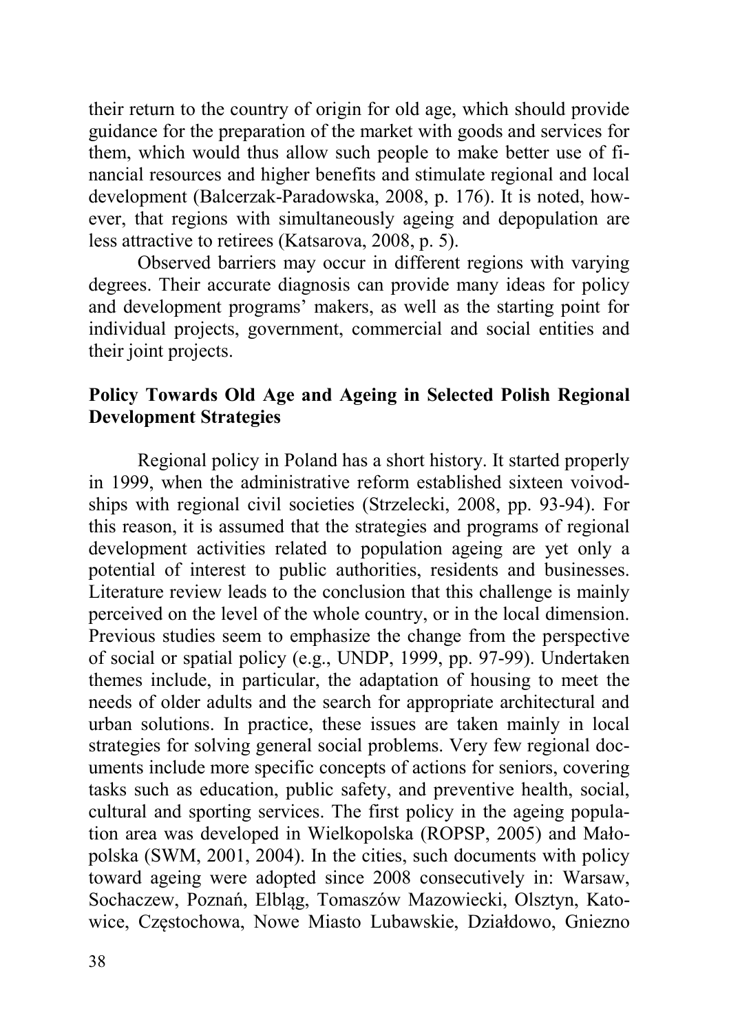their return to the country of origin for old age, which should provide guidance for the preparation of the market with goods and services for them, which would thus allow such people to make better use of financial resources and higher benefits and stimulate regional and local development (Balcerzak-Paradowska, 2008, p. 176). It is noted, however, that regions with simultaneously ageing and depopulation are less attractive to retirees (Katsarova, 2008, p. 5).

Observed barriers may occur in different regions with varying degrees. Their accurate diagnosis can provide many ideas for policy and development programs' makers, as well as the starting point for individual projects, government, commercial and social entities and their joint projects.

## Policy Towards Old Age and Ageing in Selected Polish Regional Development Strategies

Regional policy in Poland has a short history. It started properly in 1999, when the administrative reform established sixteen voivodships with regional civil societies (Strzelecki, 2008, pp. 93-94). For this reason, it is assumed that the strategies and programs of regional development activities related to population ageing are yet only a potential of interest to public authorities, residents and businesses. Literature review leads to the conclusion that this challenge is mainly perceived on the level of the whole country, or in the local dimension. Previous studies seem to emphasize the change from the perspective of social or spatial policy (e.g., UNDP, 1999, pp. 97-99). Undertaken themes include, in particular, the adaptation of housing to meet the needs of older adults and the search for appropriate architectural and urban solutions. In practice, these issues are taken mainly in local strategies for solving general social problems. Very few regional documents include more specific concepts of actions for seniors, covering tasks such as education, public safety, and preventive health, social, cultural and sporting services. The first policy in the ageing population area was developed in Wielkopolska (ROPSP, 2005) and Małopolska (SWM, 2001, 2004). In the cities, such documents with policy toward ageing were adopted since 2008 consecutively in: Warsaw, Sochaczew, Poznań, Elbląg, Tomaszów Mazowiecki, Olsztyn, Katowice, Częstochowa, Nowe Miasto Lubawskie, Działdowo, Gniezno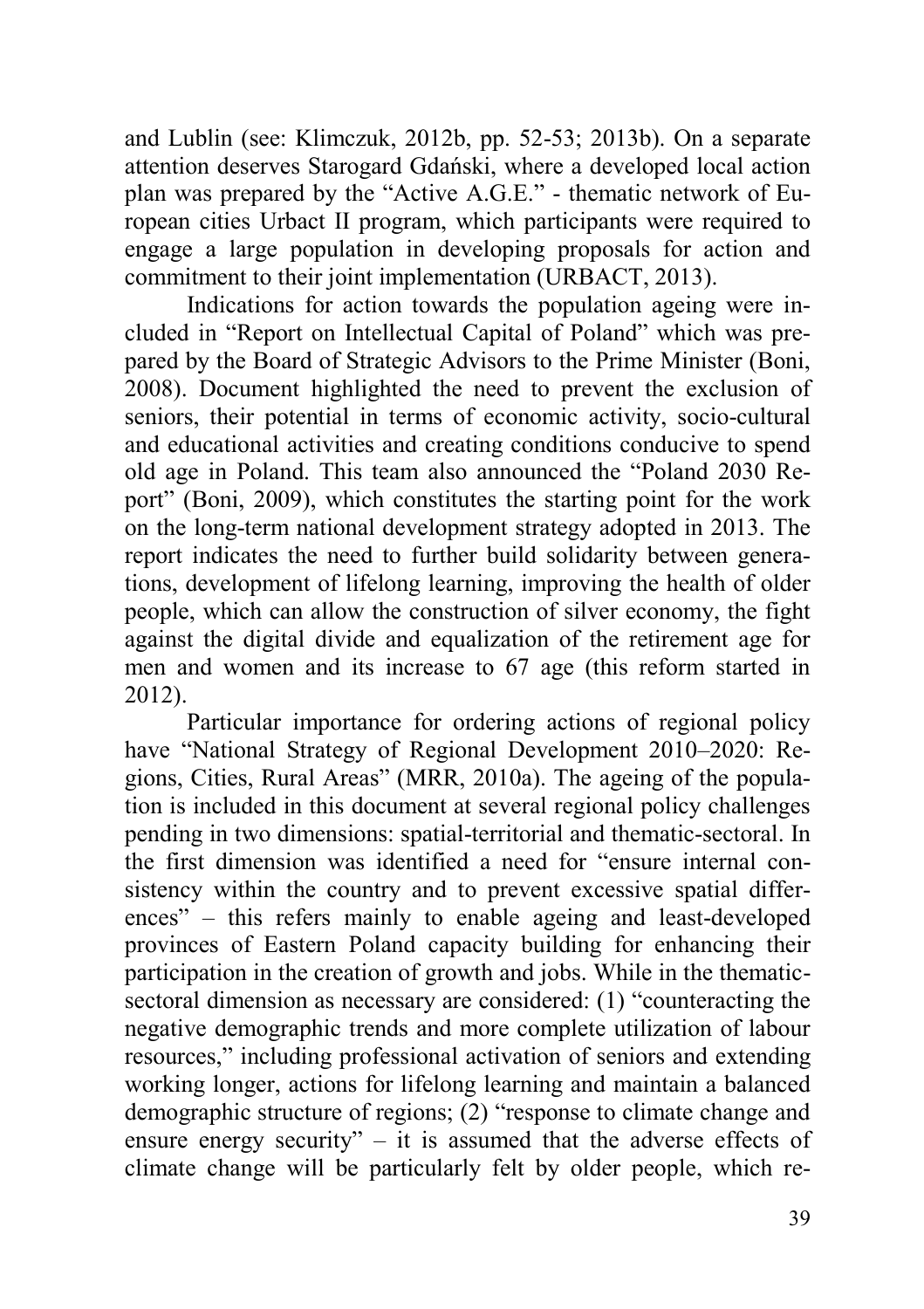and Lublin (see: Klimczuk, 2012b, pp. 52-53; 2013b). On a separate attention deserves Starogard Gdański, where a developed local action plan was prepared by the "Active A.G.E." - thematic network of European cities Urbact II program, which participants were required to engage a large population in developing proposals for action and commitment to their joint implementation (URBACT, 2013).

Indications for action towards the population ageing were included in "Report on Intellectual Capital of Poland" which was prepared by the Board of Strategic Advisors to the Prime Minister (Boni, 2008). Document highlighted the need to prevent the exclusion of seniors, their potential in terms of economic activity, socio-cultural and educational activities and creating conditions conducive to spend old age in Poland. This team also announced the "Poland 2030 Report" (Boni, 2009), which constitutes the starting point for the work on the long-term national development strategy adopted in 2013. The report indicates the need to further build solidarity between generations, development of lifelong learning, improving the health of older people, which can allow the construction of silver economy, the fight against the digital divide and equalization of the retirement age for men and women and its increase to 67 age (this reform started in 2012).

Particular importance for ordering actions of regional policy have "National Strategy of Regional Development 2010–2020: Regions, Cities, Rural Areas" (MRR, 2010a). The ageing of the population is included in this document at several regional policy challenges pending in two dimensions: spatial-territorial and thematic-sectoral. In the first dimension was identified a need for "ensure internal consistency within the country and to prevent excessive spatial differences" – this refers mainly to enable ageing and least-developed provinces of Eastern Poland capacity building for enhancing their participation in the creation of growth and jobs. While in the thematic-sectoral dimension as necessary are considered: (1) "counteracting the negative demographic trends and more complete utilization of labour resources," including professional activation of seniors and extending working longer, actions for lifelong learning and maintain a balanced demographic structure of regions; (2) "response to climate change and ensure energy security" – it is assumed that the adverse effects of climate change will be particularly felt by older people, which re-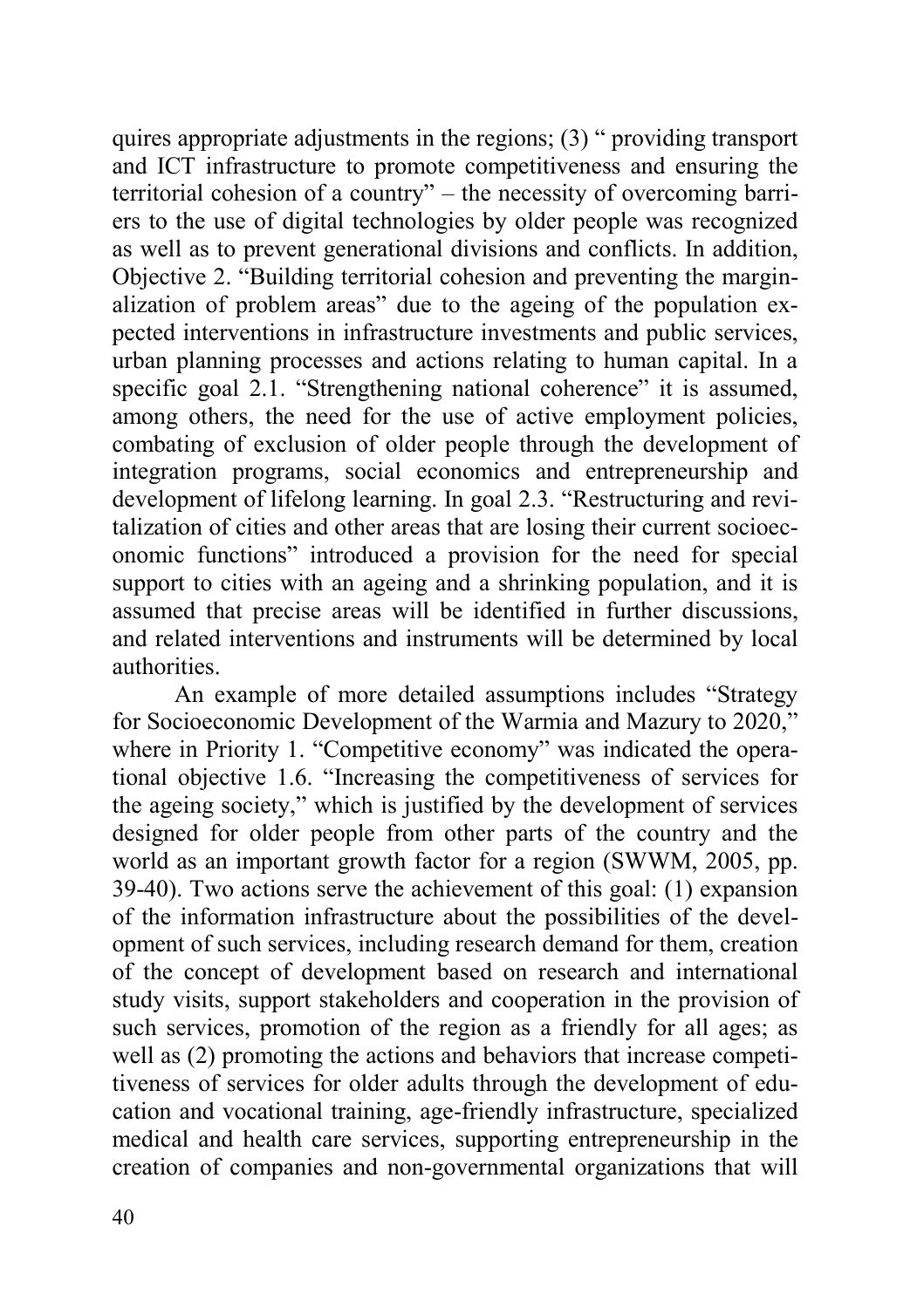quires appropriate adjustments in the regions; (3) " providing transport and ICT infrastructure to promote competitiveness and ensuring the territorial cohesion of a country" – the necessity of overcoming barriers to the use of digital technologies by older people was recognized as well as to prevent generational divisions and conflicts. In addition, Objective 2. "Building territorial cohesion and preventing the marginalization of problem areas" due to the ageing of the population expected interventions in infrastructure investments and public services, urban planning processes and actions relating to human capital. In a specific goal 2.1. "Strengthening national coherence" it is assumed, among others, the need for the use of active employment policies, combating of exclusion of older people through the development of integration programs, social economics and entrepreneurship and development of lifelong learning. In goal 2.3. "Restructuring and revitalization of cities and other areas that are losing their current socioeconomic functions" introduced a provision for the need for special support to cities with an ageing and a shrinking population, and it is assumed that precise areas will be identified in further discussions, and related interventions and instruments will be determined by local authorities.

An example of more detailed assumptions includes "Strategy for Socioeconomic Development of the Warmia and Mazury to 2020," where in Priority 1. "Competitive economy" was indicated the operational objective 1.6. "Increasing the competitiveness of services for the ageing society," which is justified by the development of services designed for older people from other parts of the country and the world as an important growth factor for a region (SWWM, 2005, pp. 39-40). Two actions serve the achievement of this goal: (1) expansion of the information infrastructure about the possibilities of the development of such services, including research demand for them, creation of the concept of development based on research and international study visits, support stakeholders and cooperation in the provision of such services, promotion of the region as a friendly for all ages; as well as (2) promoting the actions and behaviors that increase competitiveness of services for older adults through the development of education and vocational training, age-friendly infrastructure, specialized medical and health care services, supporting entrepreneurship in the creation of companies and non-governmental organizations that will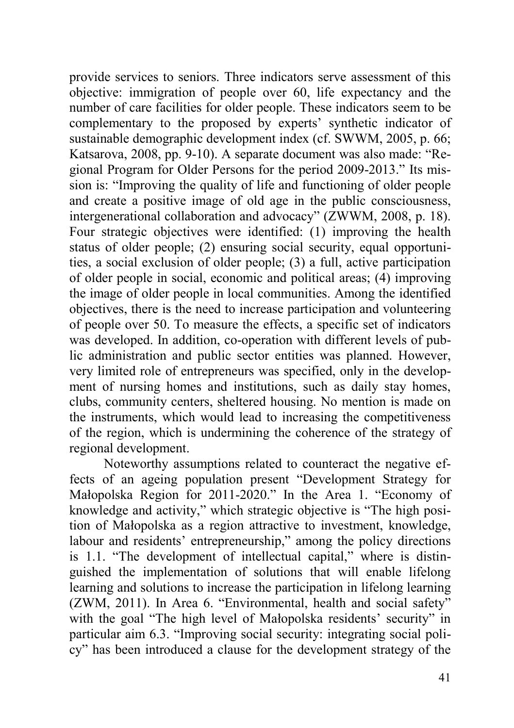provide services to seniors. Three indicators serve assessment of this objective: immigration of people over 60, life expectancy and the number of care facilities for older people. These indicators seem to be complementary to the proposed by experts' synthetic indicator of sustainable demographic development index (cf. SWWM, 2005, p. 66; Katsarova, 2008, pp. 9-10). A separate document was also made: "Regional Program for Older Persons for the period 2009-2013." Its mission is: "Improving the quality of life and functioning of older people and create a positive image of old age in the public consciousness, intergenerational collaboration and advocacy" (ZWWM, 2008, p. 18). Four strategic objectives were identified: (1) improving the health status of older people; (2) ensuring social security, equal opportunities, a social exclusion of older people; (3) a full, active participation of older people in social, economic and political areas; (4) improving the image of older people in local communities. Among the identified objectives, there is the need to increase participation and volunteering of people over 50. To measure the effects, a specific set of indicators was developed. In addition, co-operation with different levels of public administration and public sector entities was planned. However, very limited role of entrepreneurs was specified, only in the development of nursing homes and institutions, such as daily stay homes, clubs, community centers, sheltered housing. No mention is made on the instruments, which would lead to increasing the competitiveness of the region, which is undermining the coherence of the strategy of regional development.

Noteworthy assumptions related to counteract the negative effects of an ageing population present "Development Strategy for Małopolska Region for 2011-2020." In the Area 1. "Economy of knowledge and activity," which strategic objective is "The high position of Małopolska as a region attractive to investment, knowledge, labour and residents' entrepreneurship," among the policy directions is 1.1. "The development of intellectual capital," where is distinguished the implementation of solutions that will enable lifelong learning and solutions to increase the participation in lifelong learning (ZWM, 2011). In Area 6. "Environmental, health and social safety" with the goal "The high level of Małopolska residents' security" in particular aim 6.3. "Improving social security: integrating social policy" has been introduced a clause for the development strategy of the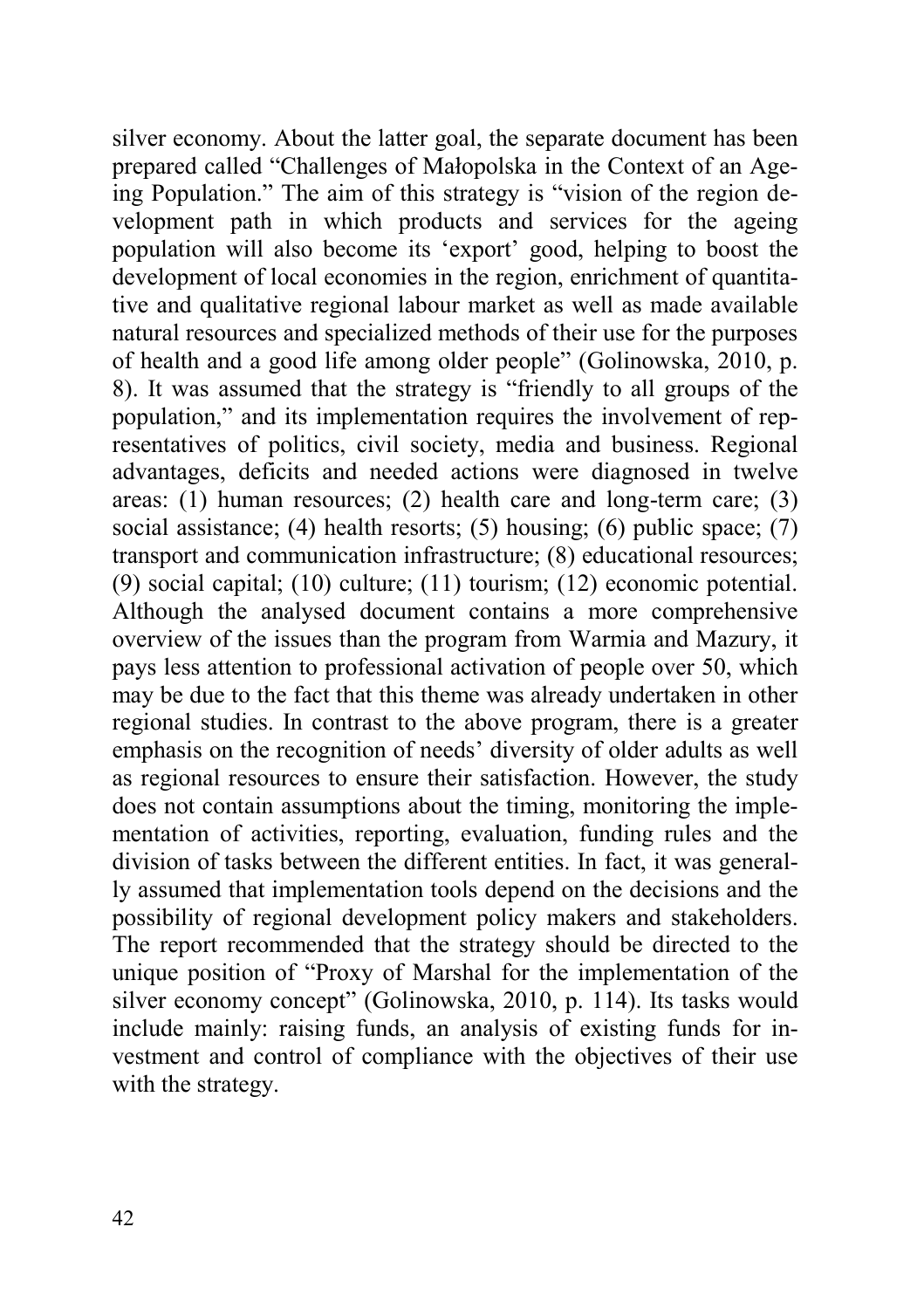silver economy. About the latter goal, the separate document has been prepared called "Challenges of Małopolska in the Context of an Ageing Population." The aim of this strategy is "vision of the region development path in which products and services for the ageing population will also become its 'export' good, helping to boost the development of local economies in the region, enrichment of quantitative and qualitative regional labour market as well as made available natural resources and specialized methods of their use for the purposes of health and a good life among older people" (Golinowska, 2010, p. 8). It was assumed that the strategy is "friendly to all groups of the population," and its implementation requires the involvement of representatives of politics, civil society, media and business. Regional advantages, deficits and needed actions were diagnosed in twelve areas: (1) human resources; (2) health care and long-term care; (3) social assistance; (4) health resorts; (5) housing; (6) public space; (7) transport and communication infrastructure; (8) educational resources; (9) social capital; (10) culture; (11) tourism; (12) economic potential. Although the analysed document contains a more comprehensive overview of the issues than the program from Warmia and Mazury, it pays less attention to professional activation of people over 50, which may be due to the fact that this theme was already undertaken in other regional studies. In contrast to the above program, there is a greater emphasis on the recognition of needs' diversity of older adults as well as regional resources to ensure their satisfaction. However, the study does not contain assumptions about the timing, monitoring the implementation of activities, reporting, evaluation, funding rules and the division of tasks between the different entities. In fact, it was generally assumed that implementation tools depend on the decisions and the possibility of regional development policy makers and stakeholders. The report recommended that the strategy should be directed to the unique position of "Proxy of Marshal for the implementation of the silver economy concept" (Golinowska, 2010, p. 114). Its tasks would include mainly: raising funds, an analysis of existing funds for investment and control of compliance with the objectives of their use with the strategy.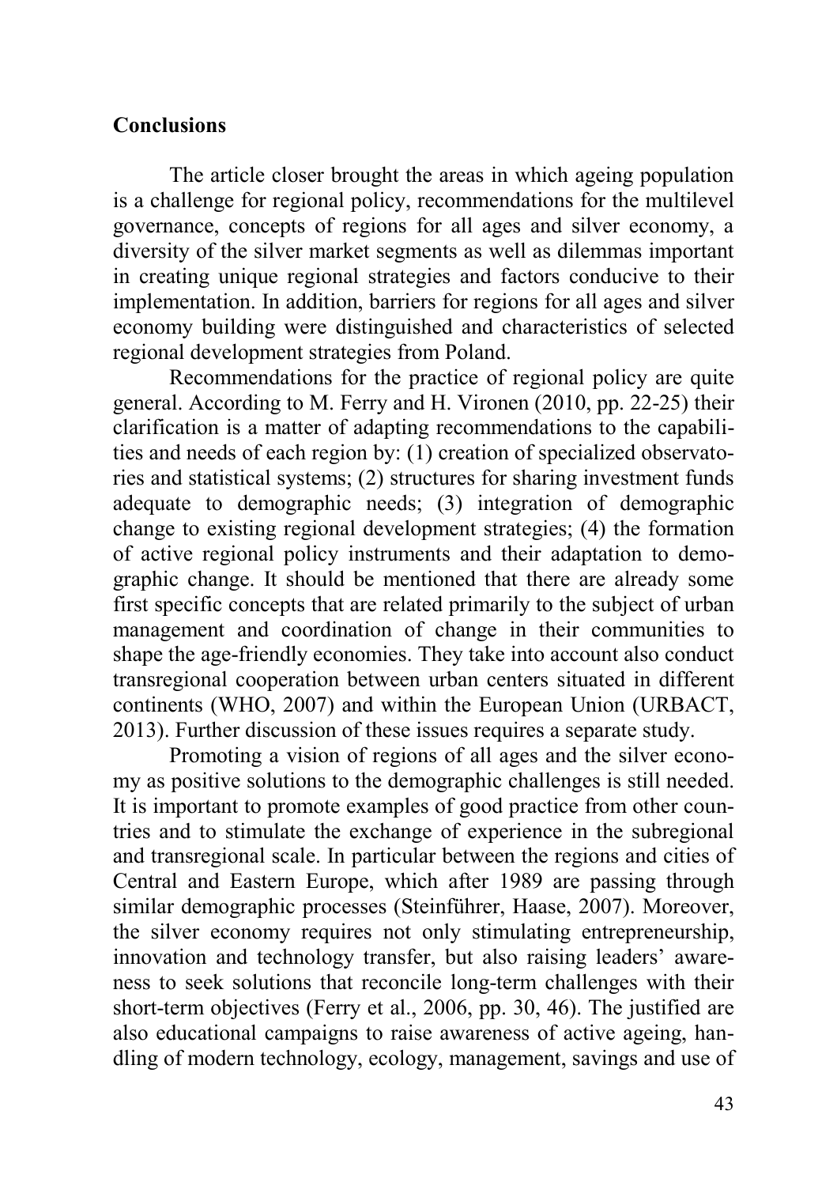## Conclusions

The article closer brought the areas in which ageing population is a challenge for regional policy, recommendations for the multilevel governance, concepts of regions for all ages and silver economy, a diversity of the silver market segments as well as dilemmas important in creating unique regional strategies and factors conducive to their implementation. In addition, barriers for regions for all ages and silver economy building were distinguished and characteristics of selected regional development strategies from Poland.

Recommendations for the practice of regional policy are quite general. According to M. Ferry and H. Vironen (2010, pp. 22-25) their clarification is a matter of adapting recommendations to the capabilities and needs of each region by: (1) creation of specialized observatories and statistical systems; (2) structures for sharing investment funds adequate to demographic needs; (3) integration of demographic change to existing regional development strategies; (4) the formation of active regional policy instruments and their adaptation to demographic change. It should be mentioned that there are already some first specific concepts that are related primarily to the subject of urban management and coordination of change in their communities to shape the age-friendly economies. They take into account also conduct transregional cooperation between urban centers situated in different continents (WHO, 2007) and within the European Union (URBACT, 2013). Further discussion of these issues requires a separate study.

Promoting a vision of regions of all ages and the silver economy as positive solutions to the demographic challenges is still needed. It is important to promote examples of good practice from other countries and to stimulate the exchange of experience in the subregional and transregional scale. In particular between the regions and cities of Central and Eastern Europe, which after 1989 are passing through similar demographic processes (Steinführer, Haase, 2007). Moreover, the silver economy requires not only stimulating entrepreneurship, innovation and technology transfer, but also raising leaders' awareness to seek solutions that reconcile long-term challenges with their short-term objectives (Ferry et al., 2006, pp. 30, 46). The justified are also educational campaigns to raise awareness of active ageing, handling of modern technology, ecology, management, savings and use of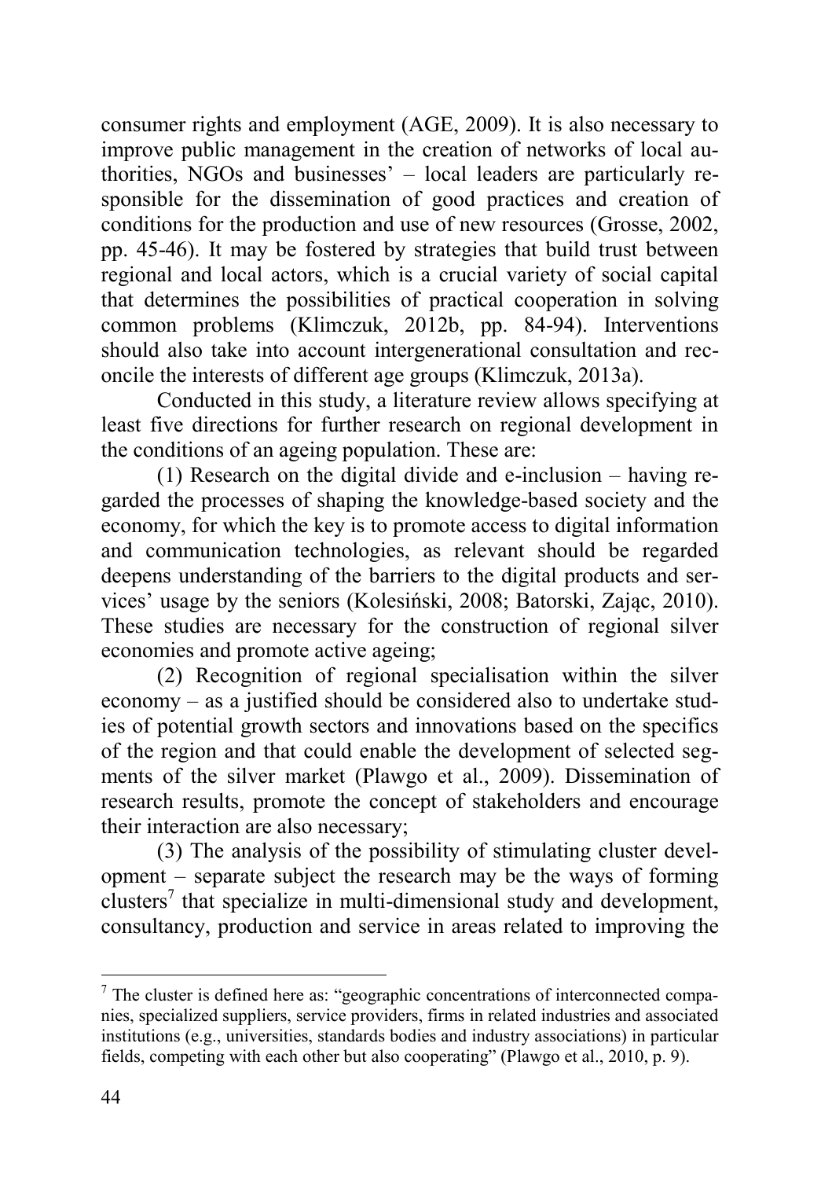consumer rights and employment (AGE, 2009). It is also necessary to improve public management in the creation of networks of local authorities, NGOs and businesses' – local leaders are particularly responsible for the dissemination of good practices and creation of conditions for the production and use of new resources (Grosse, 2002, pp. 45-46). It may be fostered by strategies that build trust between regional and local actors, which is a crucial variety of social capital that determines the possibilities of practical cooperation in solving common problems (Klimczuk, 2012b, pp. 84-94). Interventions should also take into account intergenerational consultation and reconcile the interests of different age groups (Klimczuk, 2013a).

Conducted in this study, a literature review allows specifying at least five directions for further research on regional development in the conditions of an ageing population. These are:

(1) Research on the digital divide and e-inclusion – having regarded the processes of shaping the knowledge-based society and the economy, for which the key is to promote access to digital information and communication technologies, as relevant should be regarded deepens understanding of the barriers to the digital products and services' usage by the seniors (Kolesiński, 2008; Batorski, Zając, 2010). These studies are necessary for the construction of regional silver economies and promote active ageing;

(2) Recognition of regional specialisation within the silver economy – as a justified should be considered also to undertake studies of potential growth sectors and innovations based on the specifics of the region and that could enable the development of selected segments of the silver market (Plawgo et al., 2009). Dissemination of research results, promote the concept of stakeholders and encourage their interaction are also necessary;

(3) The analysis of the possibility of stimulating cluster development – separate subject the research may be the ways of forming clusters[7] that specialize in multi-dimensional study and development, consultancy, production and service in areas related to improving the

[7] The cluster is defined here as: "geographic concentrations of interconnected companies, specialized suppliers, service providers, firms in related industries and associated institutions (e.g., universities, standards bodies and industry associations) in particular fields, competing with each other but also cooperating" (Plawgo et al., 2010, p. 9).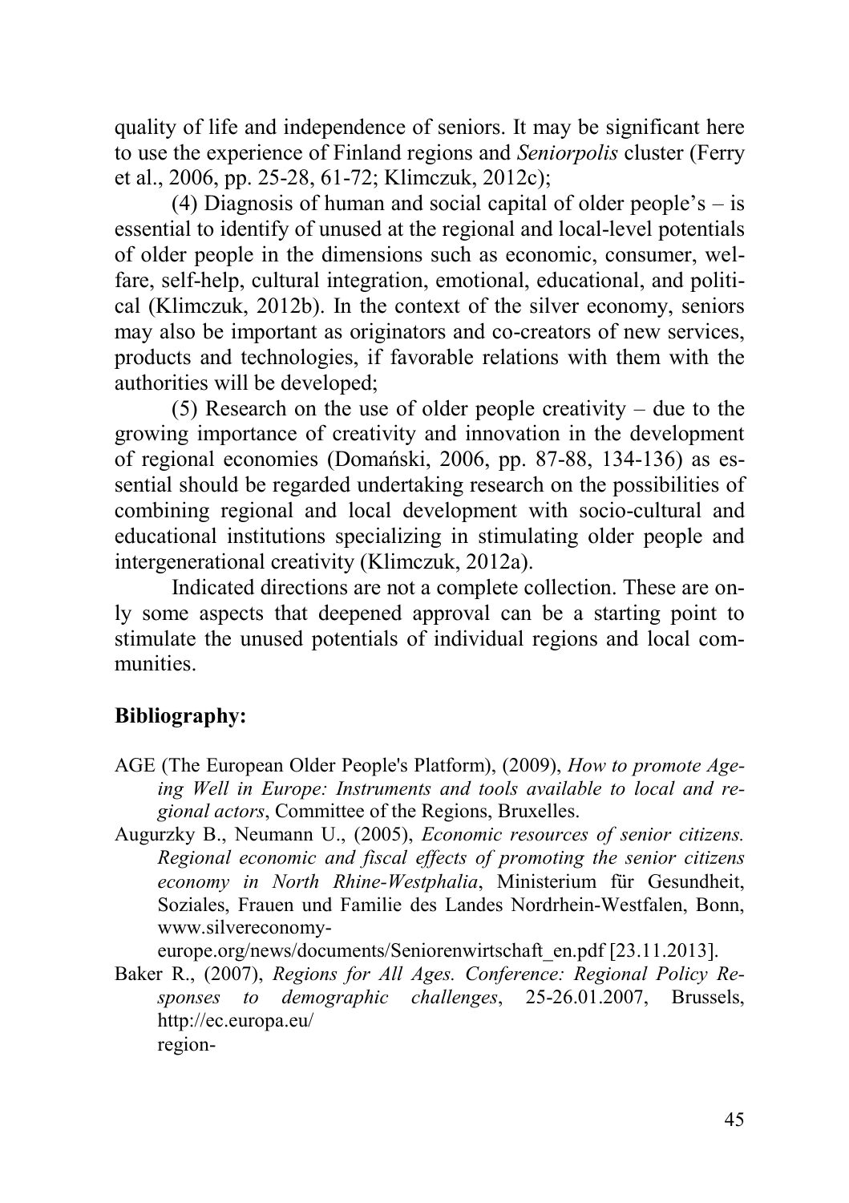quality of life and independence of seniors. It may be significant here to use the experience of Finland regions and *Seniorpolis* cluster (Ferry et al., 2006, pp. 25-28, 61-72; Klimczuk, 2012c);

(4) Diagnosis of human and social capital of older people's – is essential to identify of unused at the regional and local-level potentials of older people in the dimensions such as economic, consumer, welfare, self-help, cultural integration, emotional, educational, and political (Klimczuk, 2012b). In the context of the silver economy, seniors may also be important as originators and co-creators of new services, products and technologies, if favorable relations with them with the authorities will be developed;

(5) Research on the use of older people creativity – due to the growing importance of creativity and innovation in the development of regional economies (Domański, 2006, pp. 87-88, 134-136) as essential should be regarded undertaking research on the possibilities of combining regional and local development with socio-cultural and educational institutions specializing in stimulating older people and intergenerational creativity (Klimczuk, 2012a).

Indicated directions are not a complete collection. These are only some aspects that deepened approval can be a starting point to stimulate the unused potentials of individual regions and local communities.

## Bibliography:

- AGE (The European Older People's Platform), (2009), *How to promote Ageing Well in Europe: Instruments and tools available to local and regional actors*, Committee of the Regions, Bruxelles.
- Augurzky B., Neumann U., (2005), *Economic resources of senior citizens. Regional economic and fiscal effects of promoting the senior citizens economy in North Rhine-Westphalia*, Ministerium für Gesundheit, Soziales, Frauen und Familie des Landes Nordrhein-Westfalen, Bonn, www.silvereconomy-europe.org/news/documents/Seniorenwirtschaft_en.pdf [23.11.2013].
- Baker R., (2007), *Regions for All Ages. Conference: Regional Policy Responses to demographic challenges*, 25-26.01.2007, Brussels, http://ec.europa.eu/region-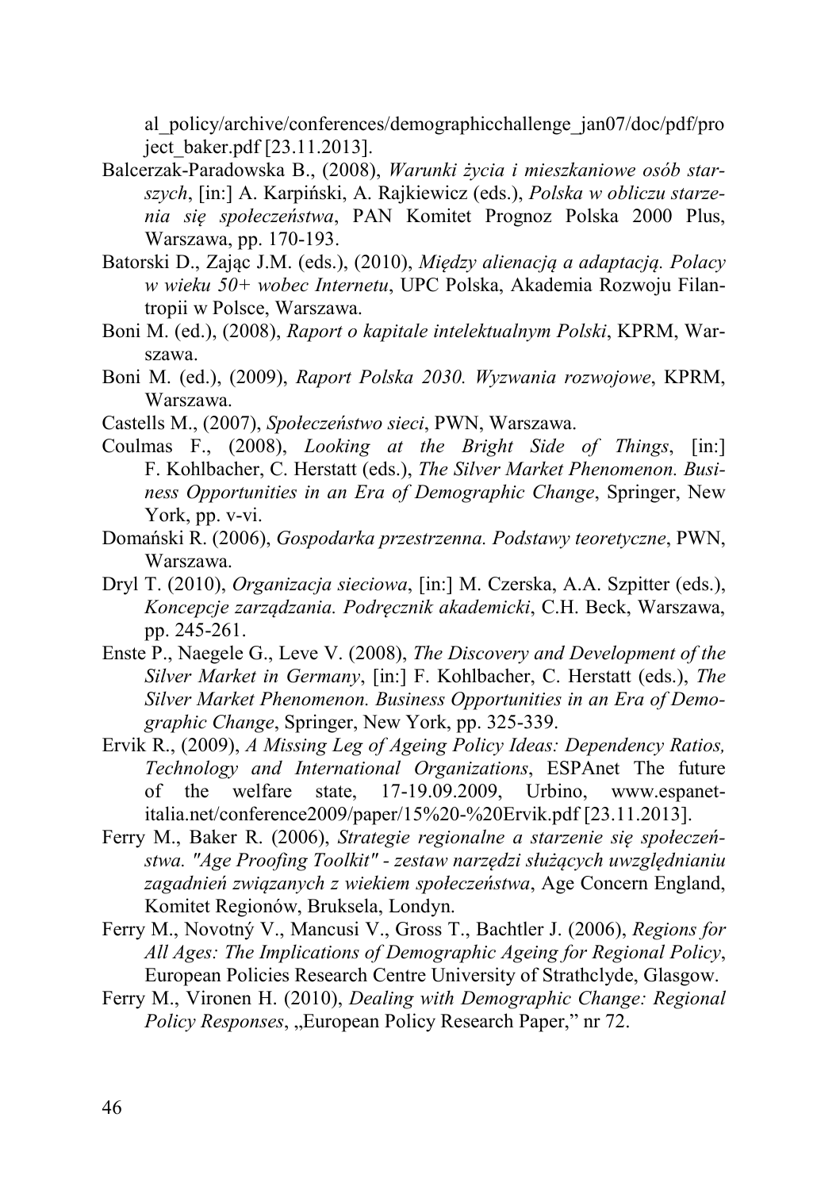al_policy/archive/conferences/demographicchallenge_jan07/doc/pdf/project_baker.pdf [23.11.2013].

Balcerzak-Paradowska B., (2008), *Warunki życia i mieszkaniowe osób starszych*, [in:] A. Karpiński, A. Rajkiewicz (eds.), *Polska w obliczu starzenia się społeczeństwa*, PAN Komitet Prognoz Polska 2000 Plus, Warszawa, pp. 170-193.

Batorski D., Zając J.M. (eds.), (2010), *Między alienacją a adaptacją. Polacy w wieku 50+ wobec Internetu*, UPC Polska, Akademia Rozwoju Filantropii w Polsce, Warszawa.

Boni M. (ed.), (2008), *Raport o kapitale intelektualnym Polski*, KPRM, Warszawa.

Boni M. (ed.), (2009), *Raport Polska 2030. Wyzwania rozwojowe*, KPRM, Warszawa.

Castells M., (2007), *Społeczeństwo sieci*, PWN, Warszawa.

Coulmas F., (2008), *Looking at the Bright Side of Things*, [in:] F. Kohlbacher, C. Herstatt (eds.), *The Silver Market Phenomenon. Business Opportunities in an Era of Demographic Change*, Springer, New York, pp. v-vi.

Domański R. (2006), *Gospodarka przestrzenna. Podstawy teoretyczne*, PWN, Warszawa.

Dryl T. (2010), *Organizacja sieciowa*, [in:] M. Czerska, A.A. Szpitter (eds.), *Koncepcje zarządzania. Podręcznik akademicki*, C.H. Beck, Warszawa, pp. 245-261.

Enste P., Naegele G., Leve V. (2008), *The Discovery and Development of the Silver Market in Germany*, [in:] F. Kohlbacher, C. Herstatt (eds.), *The Silver Market Phenomenon. Business Opportunities in an Era of Demographic Change*, Springer, New York, pp. 325-339.

Ervik R., (2009), *A Missing Leg of Ageing Policy Ideas: Dependency Ratios, Technology and International Organizations*, ESPAnet The future of the welfare state, 17-19.09.2009, Urbino, www.espanet-italia.net/conference2009/paper/15%20-%20Ervik.pdf [23.11.2013].

Ferry M., Baker R. (2006), *Strategie regionalne a starzenie się społeczeństwa. "Age Proofing Toolkit" - zestaw narzędzi służących uwzględnianiu zagadnień związanych z wiekiem społeczeństwa*, Age Concern England, Komitet Regionów, Bruksela, Londyn.

Ferry M., Novotný V., Mancusi V., Gross T., Bachtler J. (2006), *Regions for All Ages: The Implications of Demographic Ageing for Regional Policy*, European Policies Research Centre University of Strathclyde, Glasgow.

Ferry M., Vironen H. (2010), *Dealing with Demographic Change: Regional Policy Responses*, „European Policy Research Paper," nr 72.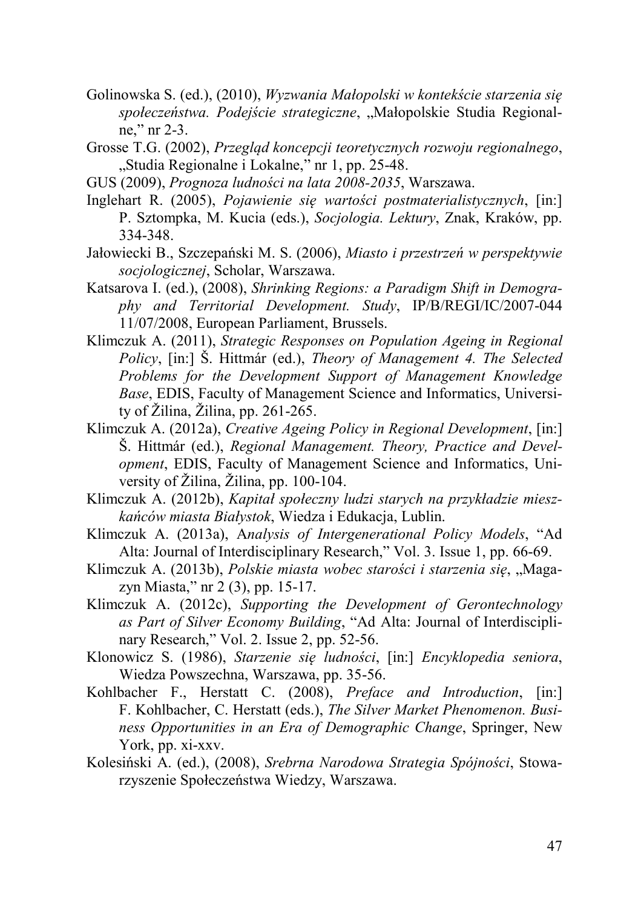Golinowska S. (ed.), (2010), *Wyzwania Małopolski w kontekście starzenia się społeczeństwa. Podejście strategiczne*, „Małopolskie Studia Regionalne," nr 2-3.

Grosse T.G. (2002), *Przegląd koncepcji teoretycznych rozwoju regionalnego*, „Studia Regionalne i Lokalne," nr 1, pp. 25-48.

GUS (2009), *Prognoza ludności na lata 2008-2035*, Warszawa.

Inglehart R. (2005), *Pojawienie się wartości postmaterialistycznych*, [in:] P. Sztompka, M. Kucia (eds.), *Socjologia. Lektury*, Znak, Kraków, pp. 334-348.

Jałowiecki B., Szczepański M. S. (2006), *Miasto i przestrzeń w perspektywie socjologicznej*, Scholar, Warszawa.

Katsarova I. (ed.), (2008), *Shrinking Regions: a Paradigm Shift in Demography and Territorial Development. Study*, IP/B/REGI/IC/2007-044 11/07/2008, European Parliament, Brussels.

Klimczuk A. (2011), *Strategic Responses on Population Ageing in Regional Policy*, [in:] Š. Hittmár (ed.), *Theory of Management 4. The Selected Problems for the Development Support of Management Knowledge Base*, EDIS, Faculty of Management Science and Informatics, University of Žilina, Žilina, pp. 261-265.

Klimczuk A. (2012a), *Creative Ageing Policy in Regional Development*, [in:] Š. Hittmár (ed.), *Regional Management. Theory, Practice and Development*, EDIS, Faculty of Management Science and Informatics, University of Žilina, Žilina, pp. 100-104.

Klimczuk A. (2012b), *Kapitał społeczny ludzi starych na przykładzie mieszkańców miasta Białystok*, Wiedza i Edukacja, Lublin.

Klimczuk A. (2013a), A*nalysis of Intergenerational Policy Models*, "Ad Alta: Journal of Interdisciplinary Research," Vol. 3. Issue 1, pp. 66-69.

Klimczuk A. (2013b), *Polskie miasta wobec starości i starzenia się*, „Magazyn Miasta," nr 2 (3), pp. 15-17.

Klimczuk A. (2012c), *Supporting the Development of Gerontechnology as Part of Silver Economy Building*, "Ad Alta: Journal of Interdisciplinary Research," Vol. 2. Issue 2, pp. 52-56.

Klonowicz S. (1986), *Starzenie się ludności*, [in:] *Encyklopedia seniora*, Wiedza Powszechna, Warszawa, pp. 35-56.

Kohlbacher F., Herstatt C. (2008), *Preface and Introduction*, [in:] F. Kohlbacher, C. Herstatt (eds.), *The Silver Market Phenomenon. Business Opportunities in an Era of Demographic Change*, Springer, New York, pp. xi-xxv.

Kolesiński A. (ed.), (2008), *Srebrna Narodowa Strategia Spójności*, Stowarzyszenie Społeczeństwa Wiedzy, Warszawa.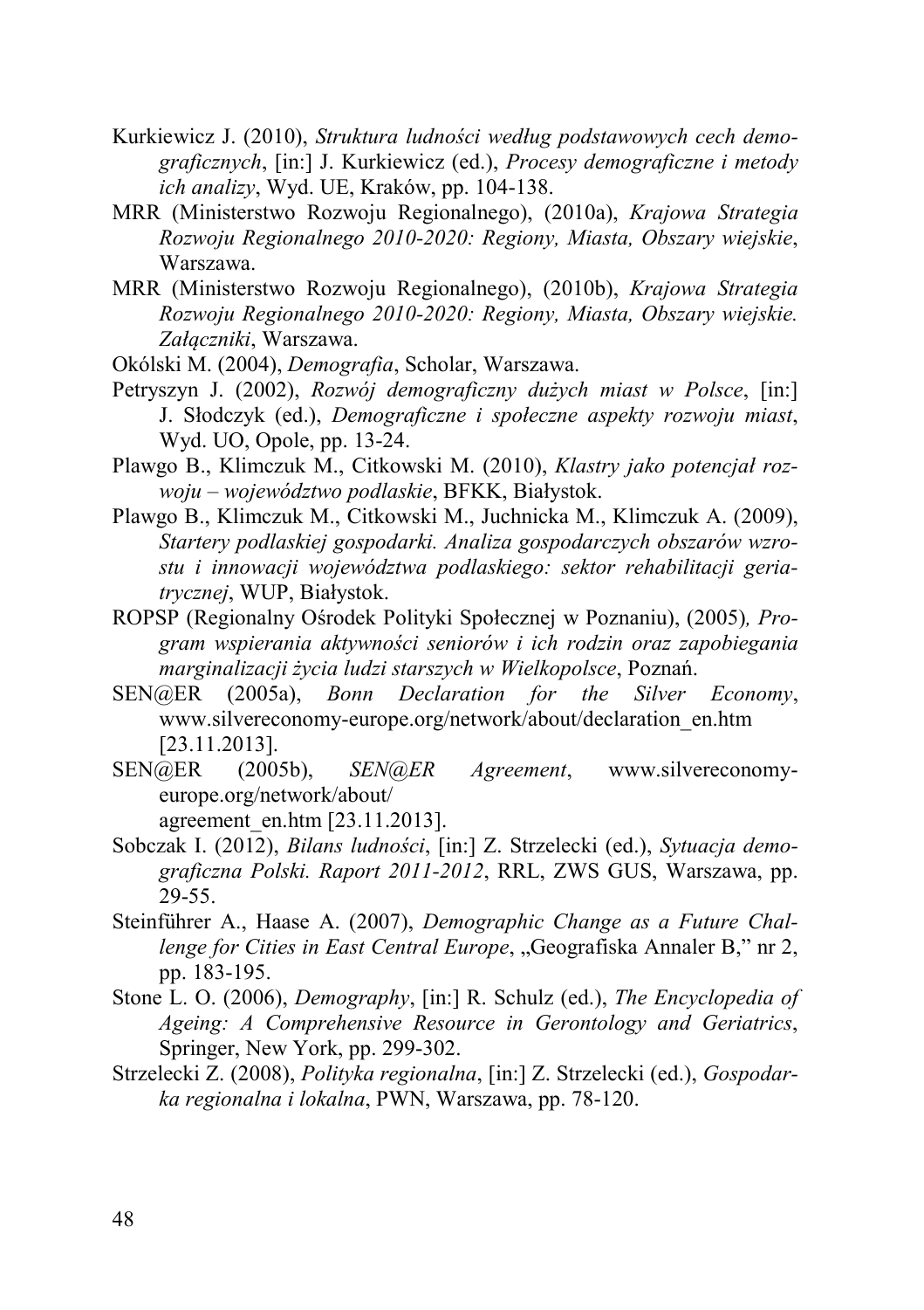Kurkiewicz J. (2010), *Struktura ludności według podstawowych cech demograficznych*, [in:] J. Kurkiewicz (ed.), *Procesy demograficzne i metody ich analizy*, Wyd. UE, Kraków, pp. 104-138.

MRR (Ministerstwo Rozwoju Regionalnego), (2010a), *Krajowa Strategia Rozwoju Regionalnego 2010-2020: Regiony, Miasta, Obszary wiejskie*, Warszawa.

MRR (Ministerstwo Rozwoju Regionalnego), (2010b), *Krajowa Strategia Rozwoju Regionalnego 2010-2020: Regiony, Miasta, Obszary wiejskie. Załączniki*, Warszawa.

Okólski M. (2004), *Demografia*, Scholar, Warszawa.

Petryszyn J. (2002), *Rozwój demograficzny dużych miast w Polsce*, [in:] J. Słodczyk (ed.), *Demograficzne i społeczne aspekty rozwoju miast*, Wyd. UO, Opole, pp. 13-24.

Plawgo B., Klimczuk M., Citkowski M. (2010), *Klastry jako potencjał rozwoju – województwo podlaskie*, BFKK, Białystok.

Plawgo B., Klimczuk M., Citkowski M., Juchnicka M., Klimczuk A. (2009), *Startery podlaskiej gospodarki. Analiza gospodarczych obszarów wzrostu i innowacji województwa podlaskiego: sektor rehabilitacji geriatrycznej*, WUP, Białystok.

ROPSP (Regionalny Ośrodek Polityki Społecznej w Poznaniu), (2005), *Program wspierania aktywności seniorów i ich rodzin oraz zapobiegania marginalizacji życia ludzi starszych w Wielkopolsce*, Poznań.

SEN@ER (2005a), *Bonn Declaration for the Silver Economy*, www.silvereconomy-europe.org/network/about/declaration_en.htm [23.11.2013].

SEN@ER (2005b), *SEN@ER Agreement*, www.silvereconomy-europe.org/network/about/agreement_en.htm [23.11.2013].

Sobczak I. (2012), *Bilans ludności*, [in:] Z. Strzelecki (ed.), *Sytuacja demograficzna Polski. Raport 2011-2012*, RRL, ZWS GUS, Warszawa, pp. 29-55.

Steinführer A., Haase A. (2007), *Demographic Change as a Future Challenge for Cities in East Central Europe*, „Geografiska Annaler B," nr 2, pp. 183-195.

Stone L. O. (2006), *Demography*, [in:] R. Schulz (ed.), *The Encyclopedia of Ageing: A Comprehensive Resource in Gerontology and Geriatrics*, Springer, New York, pp. 299-302.

Strzelecki Z. (2008), *Polityka regionalna*, [in:] Z. Strzelecki (ed.), *Gospodarka regionalna i lokalna*, PWN, Warszawa, pp. 78-120.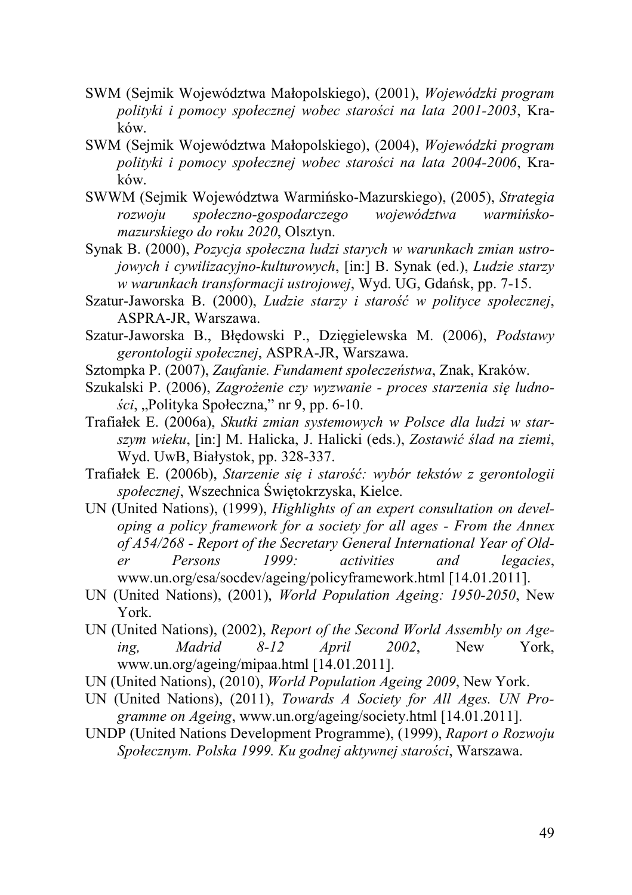SWM (Sejmik Województwa Małopolskiego), (2001), *Wojewódzki program polityki i pomocy społecznej wobec starości na lata 2001-2003*, Kraków.

SWM (Sejmik Województwa Małopolskiego), (2004), *Wojewódzki program polityki i pomocy społecznej wobec starości na lata 2004-2006*, Kraków.

SWWM (Sejmik Województwa Warmińsko-Mazurskiego), (2005), *Strategia rozwoju społeczno-gospodarczego województwa warmińsko-mazurskiego do roku 2020*, Olsztyn.

Synak B. (2000), *Pozycja społeczna ludzi starych w warunkach zmian ustrojowych i cywilizacyjno-kulturowych*, [in:] B. Synak (ed.), *Ludzie starzy w warunkach transformacji ustrojowej*, Wyd. UG, Gdańsk, pp. 7-15.

Szatur-Jaworska B. (2000), *Ludzie starzy i starość w polityce społecznej*, ASPRA-JR, Warszawa.

Szatur-Jaworska B., Błędowski P., Dzięgielewska M. (2006), *Podstawy gerontologii społecznej*, ASPRA-JR, Warszawa.

Sztompka P. (2007), *Zaufanie. Fundament społeczeństwa*, Znak, Kraków.

Szukalski P. (2006), *Zagrożenie czy wyzwanie - proces starzenia się ludności*, „Polityka Społeczna," nr 9, pp. 6-10.

Trafiałek E. (2006a), *Skutki zmian systemowych w Polsce dla ludzi w starszym wieku*, [in:] M. Halicka, J. Halicki (eds.), *Zostawić ślad na ziemi*, Wyd. UwB, Białystok, pp. 328-337.

Trafiałek E. (2006b), *Starzenie się i starość: wybór tekstów z gerontologii społecznej*, Wszechnica Świętokrzyska, Kielce.

UN (United Nations), (1999), *Highlights of an expert consultation on developing a policy framework for a society for all ages - From the Annex of A54/268 - Report of the Secretary General International Year of Older Persons 1999: activities and legacies*, www.un.org/esa/socdev/ageing/policyframework.html [14.01.2011].

UN (United Nations), (2001), *World Population Ageing: 1950-2050*, New York.

UN (United Nations), (2002), *Report of the Second World Assembly on Ageing, Madrid 8-12 April 2002*, New York, www.un.org/ageing/mipaa.html [14.01.2011].

UN (United Nations), (2010), *World Population Ageing 2009*, New York.

UN (United Nations), (2011), *Towards A Society for All Ages. UN Programme on Ageing*, www.un.org/ageing/society.html [14.01.2011].

UNDP (United Nations Development Programme), (1999), *Raport o Rozwoju Społecznym. Polska 1999. Ku godnej aktywnej starości*, Warszawa.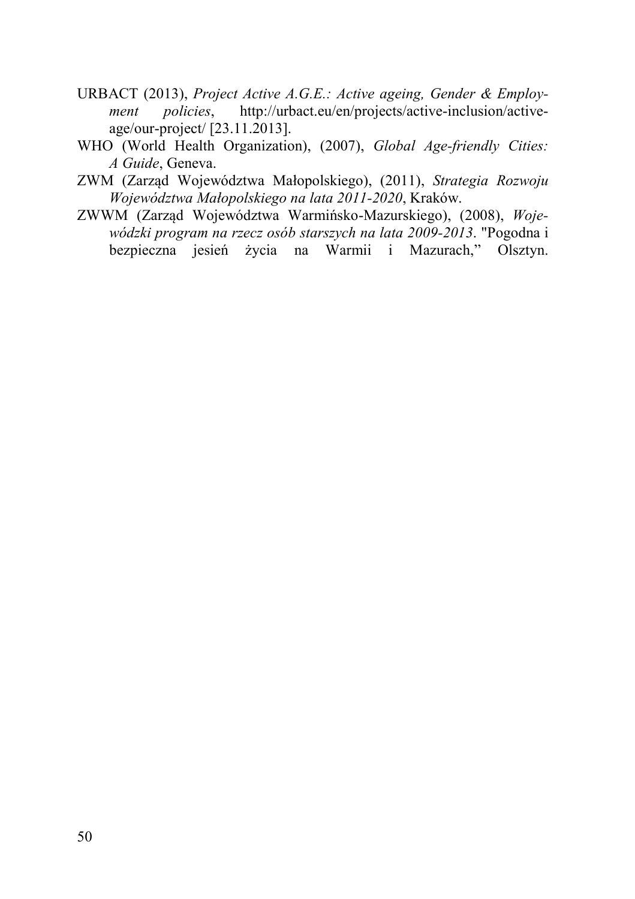URBACT (2013), *Project Active A.G.E.: Active ageing, Gender & Employment policies*, http://urbact.eu/en/projects/active-inclusion/active-age/our-project/ [23.11.2013].

WHO (World Health Organization), (2007), *Global Age-friendly Cities: A Guide*, Geneva.

ZWM (Zarząd Województwa Małopolskiego), (2011), *Strategia Rozwoju Województwa Małopolskiego na lata 2011-2020*, Kraków.

ZWWM (Zarząd Województwa Warmińsko-Mazurskiego), (2008), *Wojewódzki program na rzecz osób starszych na lata 2009-2013*. "Pogodna i bezpieczna jesień życia na Warmii i Mazurach," Olsztyn.